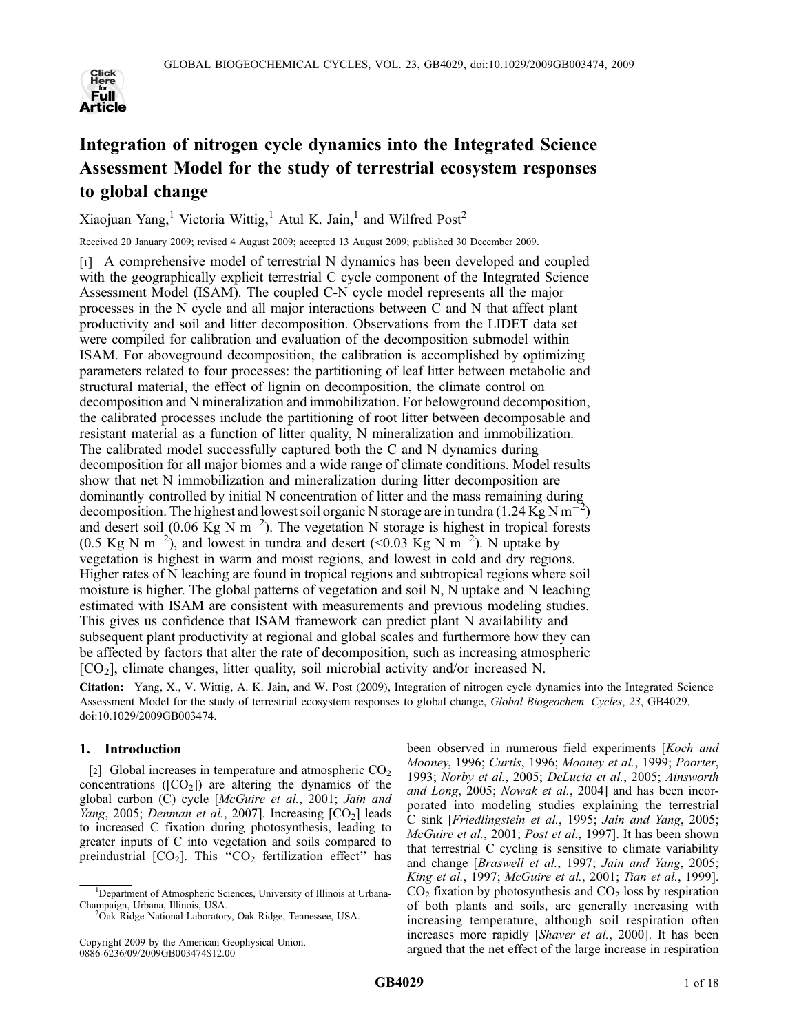# Integration of nitrogen cycle dynamics into the Integrated Science Assessment Model for the study of terrestrial ecosystem responses to global change

Xiaojuan Yang,[1] Victoria Wittig,[1] Atul K. Jain,[1] and Wilfred Post[2]

Received 20 January 2009; revised 4 August 2009; accepted 13 August 2009; published 30 December 2009.

[1] A comprehensive model of terrestrial N dynamics has been developed and coupled with the geographically explicit terrestrial C cycle component of the Integrated Science Assessment Model (ISAM). The coupled C-N cycle model represents all the major processes in the N cycle and all major interactions between C and N that affect plant productivity and soil and litter decomposition. Observations from the LIDET data set were compiled for calibration and evaluation of the decomposition submodel within ISAM. For aboveground decomposition, the calibration is accomplished by optimizing parameters related to four processes: the partitioning of leaf litter between metabolic and structural material, the effect of lignin on decomposition, the climate control on decomposition and N mineralization and immobilization. For belowground decomposition, the calibrated processes include the partitioning of root litter between decomposable and resistant material as a function of litter quality, N mineralization and immobilization. The calibrated model successfully captured both the C and N dynamics during decomposition for all major biomes and a wide range of climate conditions. Model results show that net N immobilization and mineralization during litter decomposition are dominantly controlled by initial N concentration of litter and the mass remaining during decomposition. The highest and lowest soil organic N storage are in tundra (1.24 Kg N m$^{-2}$) and desert soil (0.06 Kg N m$^{-2}$). The vegetation N storage is highest in tropical forests (0.5 Kg N m$^{-2}$), and lowest in tundra and desert (<0.03 Kg N m$^{-2}$). N uptake by vegetation is highest in warm and moist regions, and lowest in cold and dry regions. Higher rates of N leaching are found in tropical regions and subtropical regions where soil moisture is higher. The global patterns of vegetation and soil N, N uptake and N leaching estimated with ISAM are consistent with measurements and previous modeling studies. This gives us confidence that ISAM framework can predict plant N availability and subsequent plant productivity at regional and global scales and furthermore how they can be affected by factors that alter the rate of decomposition, such as increasing atmospheric [$CO_2$], climate changes, litter quality, soil microbial activity and/or increased N.

**Citation:** Yang, X., V. Wittig, A. K. Jain, and W. Post (2009), Integration of nitrogen cycle dynamics into the Integrated Science Assessment Model for the study of terrestrial ecosystem responses to global change, *Global Biogeochem. Cycles*, *23*, GB4029, doi:10.1029/2009GB003474.

## 1. Introduction

[2] Global increases in temperature and atmospheric $CO_2$ concentrations ([$CO_2$]) are altering the dynamics of the global carbon (C) cycle [*McGuire et al.*, 2001; *Jain and Yang*, 2005; *Denman et al.*, 2007]. Increasing [$CO_2$] leads to increased C fixation during photosynthesis, leading to greater inputs of C into vegetation and soils compared to preindustrial [$CO_2$]. This "$CO_2$ fertilization effect" has been observed in numerous field experiments [*Koch and Mooney*, 1996; *Curtis*, 1996; *Mooney et al.*, 1999; *Poorter*, 1993; *Norby et al.*, 2005; *DeLucia et al.*, 2005; *Ainsworth and Long*, 2005; *Nowak et al.*, 2004] and has been incorporated into modeling studies explaining the terrestrial C sink [*Friedlingstein et al.*, 1995; *Jain and Yang*, 2005; *McGuire et al.*, 2001; *Post et al.*, 1997]. It has been shown that terrestrial C cycling is sensitive to climate variability and change [*Braswell et al.*, 1997; *Jain and Yang*, 2005; *King et al.*, 1997; *McGuire et al.*, 2001; *Tian et al.*, 1999]. $CO_2$ fixation by photosynthesis and $CO_2$ loss by respiration of both plants and soils, are generally increasing with increasing temperature, although soil respiration often increases more rapidly [*Shaver et al.*, 2000]. It has been argued that the net effect of the large increase in respiration

[1] Department of Atmospheric Sciences, University of Illinois at Urbana-Champaign, Urbana, Illinois, USA.

[2] Oak Ridge National Laboratory, Oak Ridge, Tennessee, USA.

Copyright 2009 by the American Geophysical Union.
0886-6236/09/2009GB003474$12.00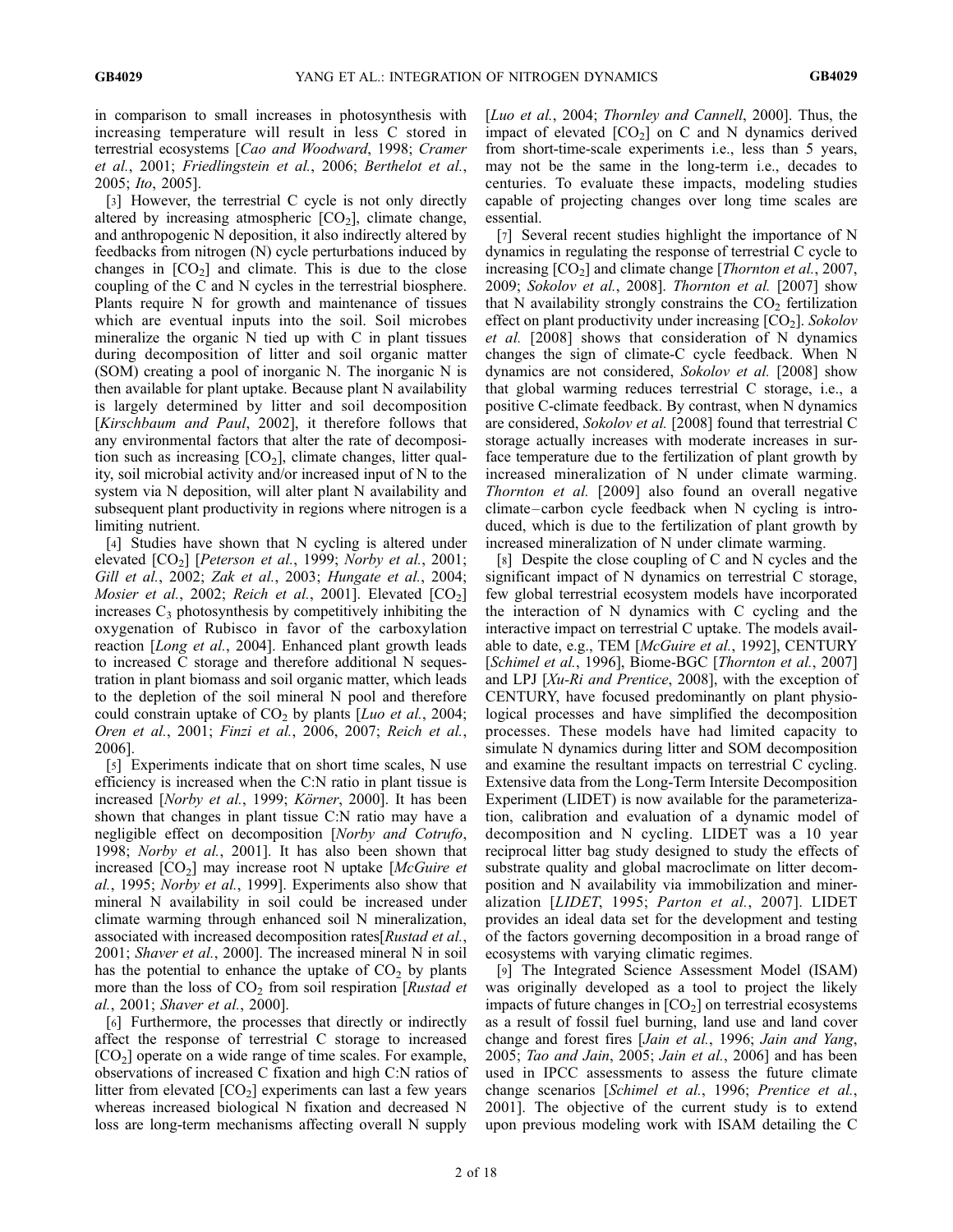in comparison to small increases in photosynthesis with increasing temperature will result in less C stored in terrestrial ecosystems [*Cao and Woodward*, 1998; *Cramer et al.*, 2001; *Friedlingstein et al.*, 2006; *Berthelot et al.*, 2005; *Ito*, 2005].

[3] However, the terrestrial C cycle is not only directly altered by increasing atmospheric [$CO_2$], climate change, and anthropogenic N deposition, it also indirectly altered by feedbacks from nitrogen (N) cycle perturbations induced by changes in [$CO_2$] and climate. This is due to the close coupling of the C and N cycles in the terrestrial biosphere. Plants require N for growth and maintenance of tissues which are eventual inputs into the soil. Soil microbes mineralize the organic N tied up with C in plant tissues during decomposition of litter and soil organic matter (SOM) creating a pool of inorganic N. The inorganic N is then available for plant uptake. Because plant N availability is largely determined by litter and soil decomposition [*Kirschbaum and Paul*, 2002], it therefore follows that any environmental factors that alter the rate of decomposition such as increasing [$CO_2$], climate changes, litter quality, soil microbial activity and/or increased input of N to the system via N deposition, will alter plant N availability and subsequent plant productivity in regions where nitrogen is a limiting nutrient.

[4] Studies have shown that N cycling is altered under elevated [$CO_2$] [*Peterson et al.*, 1999; *Norby et al.*, 2001; *Gill et al.*, 2002; *Zak et al.*, 2003; *Hungate et al.*, 2004; *Mosier et al.*, 2002; *Reich et al.*, 2001]. Elevated [$CO_2$] increases $C_3$ photosynthesis by competitively inhibiting the oxygenation of Rubisco in favor of the carboxylation reaction [*Long et al.*, 2004]. Enhanced plant growth leads to increased C storage and therefore additional N sequestration in plant biomass and soil organic matter, which leads to the depletion of the soil mineral N pool and therefore could constrain uptake of $CO_2$ by plants [*Luo et al.*, 2004; *Oren et al.*, 2001; *Finzi et al.*, 2006, 2007; *Reich et al.*, 2006].

[5] Experiments indicate that on short time scales, N use efficiency is increased when the C:N ratio in plant tissue is increased [*Norby et al.*, 1999; *Körner*, 2000]. It has been shown that changes in plant tissue C:N ratio may have a negligible effect on decomposition [*Norby and Cotrufo*, 1998; *Norby et al.*, 2001]. It has also been shown that increased [$CO_2$] may increase root N uptake [*McGuire et al.*, 1995; *Norby et al.*, 1999]. Experiments also show that mineral N availability in soil could be increased under climate warming through enhanced soil N mineralization, associated with increased decomposition rates[*Rustad et al.*, 2001; *Shaver et al.*, 2000]. The increased mineral N in soil has the potential to enhance the uptake of $CO_2$ by plants more than the loss of $CO_2$ from soil respiration [*Rustad et al.*, 2001; *Shaver et al.*, 2000].

[6] Furthermore, the processes that directly or indirectly affect the response of terrestrial C storage to increased [$CO_2$] operate on a wide range of time scales. For example, observations of increased C fixation and high C:N ratios of litter from elevated [$CO_2$] experiments can last a few years whereas increased biological N fixation and decreased N loss are long-term mechanisms affecting overall N supply [*Luo et al.*, 2004; *Thornley and Cannell*, 2000]. Thus, the impact of elevated [$CO_2$] on C and N dynamics derived from short-time-scale experiments i.e., less than 5 years, may not be the same in the long-term i.e., decades to centuries. To evaluate these impacts, modeling studies capable of projecting changes over long time scales are essential.

[7] Several recent studies highlight the importance of N dynamics in regulating the response of terrestrial C cycle to increasing [$CO_2$] and climate change [*Thornton et al.*, 2007, 2009; *Sokolov et al.*, 2008]. *Thornton et al.* [2007] show that N availability strongly constrains the $CO_2$ fertilization effect on plant productivity under increasing [$CO_2$]. *Sokolov et al.* [2008] shows that consideration of N dynamics changes the sign of climate-C cycle feedback. When N dynamics are not considered, *Sokolov et al.* [2008] show that global warming reduces terrestrial C storage, i.e., a positive C-climate feedback. By contrast, when N dynamics are considered, *Sokolov et al.* [2008] found that terrestrial C storage actually increases with moderate increases in surface temperature due to the fertilization of plant growth by increased mineralization of N under climate warming. *Thornton et al.* [2009] also found an overall negative climate–carbon cycle feedback when N cycling is introduced, which is due to the fertilization of plant growth by increased mineralization of N under climate warming.

[8] Despite the close coupling of C and N cycles and the significant impact of N dynamics on terrestrial C storage, few global terrestrial ecosystem models have incorporated the interaction of N dynamics with C cycling and the interactive impact on terrestrial C uptake. The models available to date, e.g., TEM [*McGuire et al.*, 1992], CENTURY [*Schimel et al.*, 1996], Biome-BGC [*Thornton et al.*, 2007] and LPJ [*Xu-Ri and Prentice*, 2008], with the exception of CENTURY, have focused predominantly on plant physiological processes and have simplified the decomposition processes. These models have had limited capacity to simulate N dynamics during litter and SOM decomposition and examine the resultant impacts on terrestrial C cycling. Extensive data from the Long-Term Intersite Decomposition Experiment (LIDET) is now available for the parameterization, calibration and evaluation of a dynamic model of decomposition and N cycling. LIDET was a 10 year reciprocal litter bag study designed to study the effects of substrate quality and global macroclimate on litter decomposition and N availability via immobilization and mineralization [*LIDET*, 1995; *Parton et al.*, 2007]. LIDET provides an ideal data set for the development and testing of the factors governing decomposition in a broad range of ecosystems with varying climatic regimes.

[9] The Integrated Science Assessment Model (ISAM) was originally developed as a tool to project the likely impacts of future changes in [$CO_2$] on terrestrial ecosystems as a result of fossil fuel burning, land use and land cover change and forest fires [*Jain et al.*, 1996; *Jain and Yang*, 2005; *Tao and Jain*, 2005; *Jain et al.*, 2006] and has been used in IPCC assessments to assess the future climate change scenarios [*Schimel et al.*, 1996; *Prentice et al.*, 2001]. The objective of the current study is to extend upon previous modeling work with ISAM detailing the C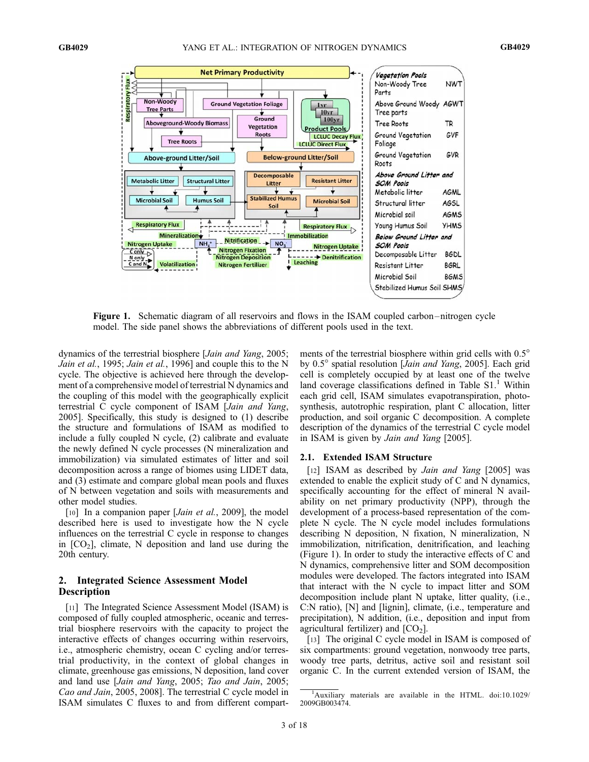**Figure 1.** Schematic diagram of all reservoirs and flows in the ISAM coupled carbon–nitrogen cycle model. The side panel shows the abbreviations of different pools used in the text.

dynamics of the terrestrial biosphere [*Jain and Yang*, 2005; *Jain et al.*, 1995; *Jain et al.*, 1996] and couple this to the N cycle. The objective is achieved here through the development of a comprehensive model of terrestrial N dynamics and the coupling of this model with the geographically explicit terrestrial C cycle component of ISAM [*Jain and Yang*, 2005]. Specifically, this study is designed to (1) describe the structure and formulations of ISAM as modified to include a fully coupled N cycle, (2) calibrate and evaluate the newly defined N cycle processes (N mineralization and immobilization) via simulated estimates of litter and soil decomposition across a range of biomes using LIDET data, and (3) estimate and compare global mean pools and fluxes of N between vegetation and soils with measurements and other model studies.

[10] In a companion paper [*Jain et al.*, 2009], the model described here is used to investigate how the N cycle influences on the terrestrial C cycle in response to changes in [$CO_2$], climate, N deposition and land use during the 20th century.

## 2. Integrated Science Assessment Model Description

[11] The Integrated Science Assessment Model (ISAM) is composed of fully coupled atmospheric, oceanic and terrestrial biosphere reservoirs with the capacity to project the interactive effects of changes occurring within reservoirs, i.e., atmospheric chemistry, ocean C cycling and/or terrestrial productivity, in the context of global changes in climate, greenhouse gas emissions, N deposition, land cover and land use [*Jain and Yang*, 2005; *Tao and Jain*, 2005; *Cao and Jain*, 2005, 2008]. The terrestrial C cycle model in ISAM simulates C fluxes to and from different compartments of the terrestrial biosphere within grid cells with 0.5° by 0.5° spatial resolution [*Jain and Yang*, 2005]. Each grid cell is completely occupied by at least one of the twelve land coverage classifications defined in Table S1.[1] Within each grid cell, ISAM simulates evapotranspiration, photosynthesis, autotrophic respiration, plant C allocation, litter production, and soil organic C decomposition. A complete description of the dynamics of the terrestrial C cycle model in ISAM is given by *Jain and Yang* [2005].

### 2.1. Extended ISAM Structure

[12] ISAM as described by *Jain and Yang* [2005] was extended to enable the explicit study of C and N dynamics, specifically accounting for the effect of mineral N availability on net primary productivity (NPP), through the development of a process-based representation of the complete N cycle. The N cycle model includes formulations describing N deposition, N fixation, N mineralization, N immobilization, nitrification, denitrification, and leaching (Figure 1). In order to study the interactive effects of C and N dynamics, comprehensive litter and SOM decomposition modules were developed. The factors integrated into ISAM that interact with the N cycle to impact litter and SOM decomposition include plant N uptake, litter quality, (i.e., C:N ratio), [N] and [lignin], climate, (i.e., temperature and precipitation), N addition, (i.e., deposition and input from agricultural fertilizer) and [$CO_2$].

[13] The original C cycle model in ISAM is composed of six compartments: ground vegetation, nonwoody tree parts, woody tree parts, detritus, active soil and resistant soil organic C. In the current extended version of ISAM, the

[1] Auxiliary materials are available in the HTML. doi:10.1029/2009GB003474.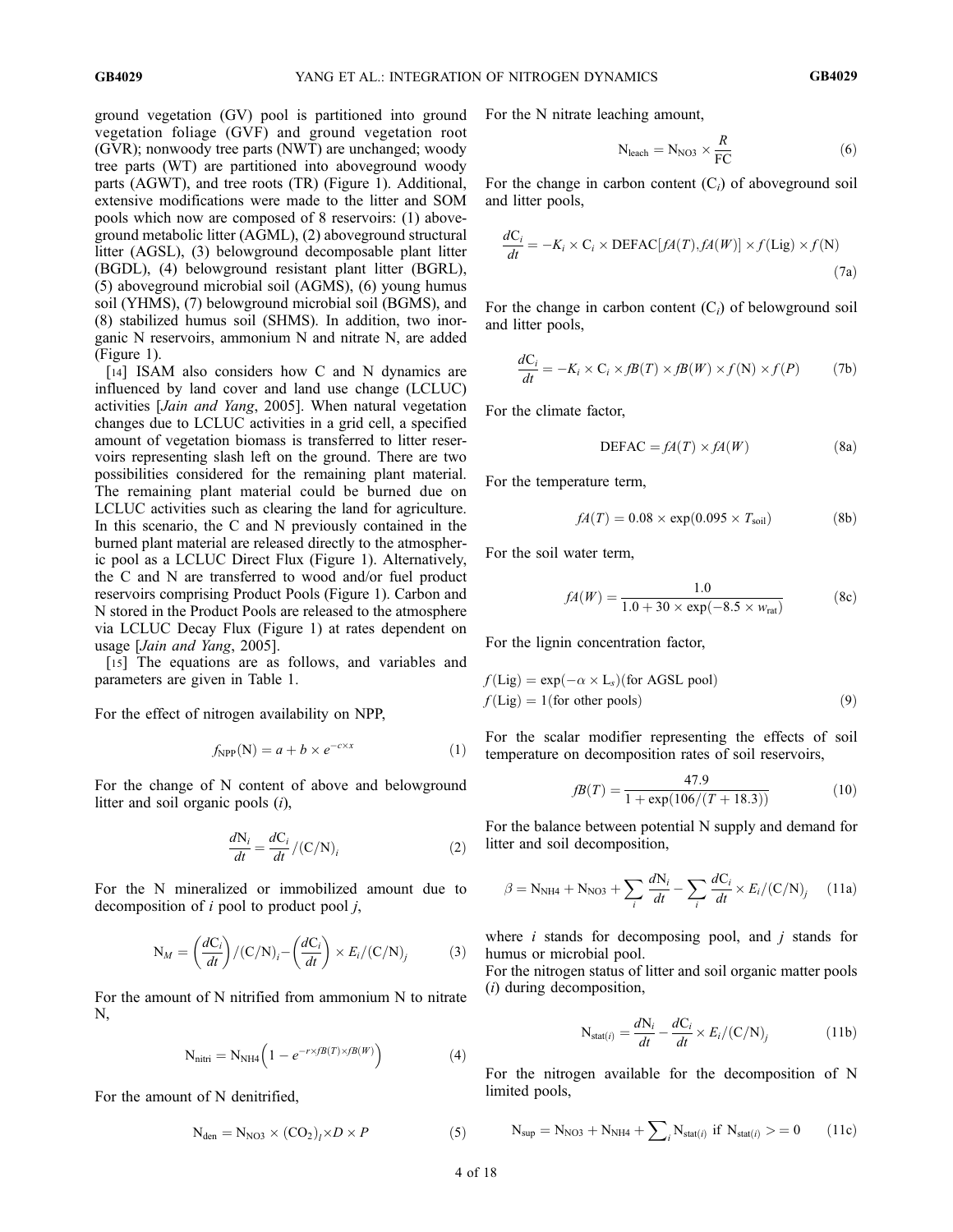ground vegetation (GV) pool is partitioned into ground vegetation foliage (GVF) and ground vegetation root (GVR); nonwoody tree parts (NWT) are unchanged; woody tree parts (WT) are partitioned into aboveground woody parts (AGWT), and tree roots (TR) (Figure 1). Additional, extensive modifications were made to the litter and SOM pools which now are composed of 8 reservoirs: (1) aboveground metabolic litter (AGML), (2) aboveground structural litter (AGSL), (3) belowground decomposable plant litter (BGDL), (4) belowground resistant plant litter (BGRL), (5) aboveground microbial soil (AGMS), (6) young humus soil (YHMS), (7) belowground microbial soil (BGMS), and (8) stabilized humus soil (SHMS). In addition, two inorganic N reservoirs, ammonium N and nitrate N, are added (Figure 1).

[14] ISAM also considers how C and N dynamics are influenced by land cover and land use change (LCLUC) activities [*Jain and Yang*, 2005]. When natural vegetation changes due to LCLUC activities in a grid cell, a specified amount of vegetation biomass is transferred to litter reservoirs representing slash left on the ground. There are two possibilities considered for the remaining plant material. The remaining plant material could be burned due on LCLUC activities such as clearing the land for agriculture. In this scenario, the C and N previously contained in the burned plant material are released directly to the atmospheric pool as a LCLUC Direct Flux (Figure 1). Alternatively, the C and N are transferred to wood and/or fuel product reservoirs comprising Product Pools (Figure 1). Carbon and N stored in the Product Pools are released to the atmosphere via LCLUC Decay Flux (Figure 1) at rates dependent on usage [*Jain and Yang*, 2005].

[15] The equations are as follows, and variables and parameters are given in Table 1.

For the effect of nitrogen availability on NPP,

$$f_{\mathrm{NPP}}(\mathrm{N}) = a + b \times e^{-c \times x} \tag{1}$$

For the change of N content of above and belowground litter and soil organic pools ($i$),

$$\frac{d\mathrm{N}_i}{dt} = \frac{d\mathrm{C}_i}{dt} / (\mathrm{C/N})_i \tag{2}$$

For the N mineralized or immobilized amount due to decomposition of $i$ pool to product pool $j$,

$$\mathrm{N}_M = \left(\frac{d\mathrm{C}_i}{dt}\right) / (\mathrm{C/N})_i - \left(\frac{d\mathrm{C}_i}{dt}\right) \times E_i / (\mathrm{C/N})_j \tag{3}$$

For the amount of N nitrified from ammonium N to nitrate N,

$$\mathrm{N}_{\mathrm{nitri}} = \mathrm{N}_{\mathrm{NH4}}\left(1 - e^{-r \times fB(T) \times fB(W)}\right) \tag{4}$$

For the amount of N denitrified,

$$\mathrm{N}_{\mathrm{den}} = \mathrm{N}_{\mathrm{NO3}} \times (\mathrm{CO}_2)_i \times D \times P \tag{5}$$

For the N nitrate leaching amount,

$$\mathrm{N}_{\mathrm{leach}} = \mathrm{N}_{\mathrm{NO3}} \times \frac{R}{\mathrm{FC}} \tag{6}$$

For the change in carbon content ($\mathrm{C}_i$) of aboveground soil and litter pools,

$$\frac{d\mathrm{C}_i}{dt} = -K_i \times \mathrm{C}_i \times \mathrm{DEFAC}[fA(T), fA(W)] \times f(\mathrm{Lig}) \times f(\mathrm{N}) \tag{7a}$$

For the change in carbon content ($\mathrm{C}_i$) of belowground soil and litter pools,

$$\frac{d\mathrm{C}_i}{dt} = -K_i \times \mathrm{C}_i \times fB(T) \times fB(W) \times f(\mathrm{N}) \times f(P) \tag{7b}$$

For the climate factor,

$$\mathrm{DEFAC} = fA(T) \times fA(W) \tag{8a}$$

For the temperature term,

$$fA(T) = 0.08 \times \exp(0.095 \times T_{\mathrm{soil}}) \tag{8b}$$

For the soil water term,

$$fA(W) = \frac{1.0}{1.0 + 30 \times \exp(-8.5 \times w_{\mathrm{rat}})} \tag{8c}$$

For the lignin concentration factor,

$$\begin{aligned} &f(\mathrm{Lig}) = \exp(-\alpha \times \mathrm{L}_s)(\text{for AGSL pool}) \\ &f(\mathrm{Lig}) = 1(\text{for other pools}) \end{aligned} \tag{9}$$

For the scalar modifier representing the effects of soil temperature on decomposition rates of soil reservoirs,

$$fB(T) = \frac{47.9}{1 + \exp(106/(T + 18.3))} \tag{10}$$

For the balance between potential N supply and demand for litter and soil decomposition,

$$\beta = \mathrm{N}_{\mathrm{NH4}} + \mathrm{N}_{\mathrm{NO3}} + \sum_i \frac{d\mathrm{N}_i}{dt} - \sum_i \frac{d\mathrm{C}_i}{dt} \times E_i / (\mathrm{C/N})_j \tag{11a}$$

where $i$ stands for decomposing pool, and $j$ stands for humus or microbial pool.

For the nitrogen status of litter and soil organic matter pools ($i$) during decomposition,

$$\mathrm{N}_{\mathrm{stat}(i)} = \frac{d\mathrm{N}_i}{dt} - \frac{d\mathrm{C}_i}{dt} \times E_i / (\mathrm{C/N})_j \tag{11b}$$

For the nitrogen available for the decomposition of N limited pools,

$$\mathrm{N}_{\mathrm{sup}} = \mathrm{N}_{\mathrm{NO3}} + \mathrm{N}_{\mathrm{NH4}} + \sum\nolimits_i \mathrm{N}_{\mathrm{stat}(i)} \text{ if } \mathrm{N}_{\mathrm{stat}(i)} >= 0 \tag{11c}$$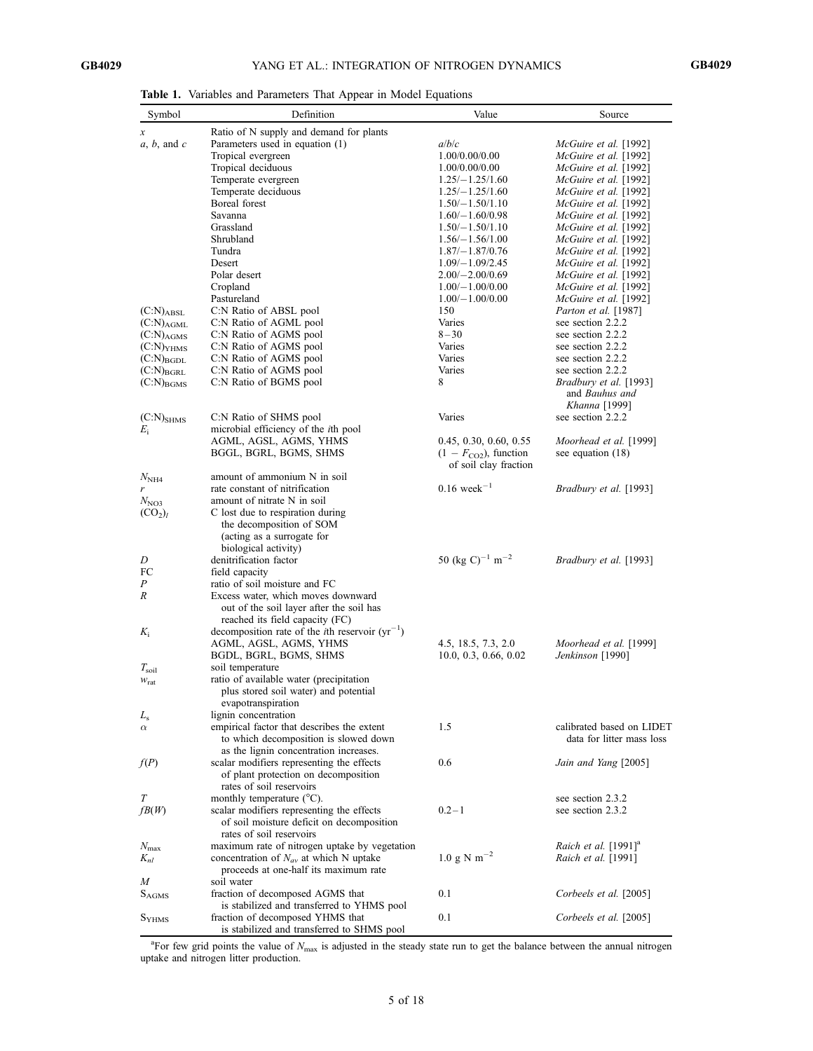**Table 1.** Variables and Parameters That Appear in Model Equations

| Symbol | Definition | Value | Source |
|---|---|---|---|
| $x$ | Ratio of N supply and demand for plants | | |
| $a$, $b$, and $c$ | Parameters used in equation (1) | $a/b/c$ | *McGuire et al.* [1992] |
| | Tropical evergreen | 1.00/0.00/0.00 | *McGuire et al.* [1992] |
| | Tropical deciduous | 1.00/0.00/0.00 | *McGuire et al.* [1992] |
| | Temperate evergreen | 1.25/−1.25/1.60 | *McGuire et al.* [1992] |
| | Temperate deciduous | 1.25/−1.25/1.60 | *McGuire et al.* [1992] |
| | Boreal forest | 1.50/−1.50/1.10 | *McGuire et al.* [1992] |
| | Savanna | 1.60/−1.60/0.98 | *McGuire et al.* [1992] |
| | Grassland | 1.50/−1.50/1.10 | *McGuire et al.* [1992] |
| | Shrubland | 1.56/−1.56/1.00 | *McGuire et al.* [1992] |
| | Tundra | 1.87/−1.87/0.76 | *McGuire et al.* [1992] |
| | Desert | 1.09/−1.09/2.45 | *McGuire et al.* [1992] |
| | Polar desert | 2.00/−2.00/0.69 | *McGuire et al.* [1992] |
| | Cropland | 1.00/−1.00/0.00 | *McGuire et al.* [1992] |
| | Pastureland | 1.00/−1.00/0.00 | *McGuire et al.* [1992] |
| $(C{:}N)_{ABSL}$ | C:N Ratio of ABSL pool | 150 | *Parton et al.* [1987] |
| $(C{:}N)_{AGML}$ | C:N Ratio of AGML pool | Varies | see section 2.2.2 |
| $(C{:}N)_{AGMS}$ | C:N Ratio of AGMS pool | 8−30 | see section 2.2.2 |
| $(C{:}N)_{YHMS}$ | C:N Ratio of AGMS pool | Varies | see section 2.2.2 |
| $(C{:}N)_{BGDL}$ | C:N Ratio of AGMS pool | Varies | see section 2.2.2 |
| $(C{:}N)_{BGRL}$ | C:N Ratio of AGMS pool | Varies | see section 2.2.2 |
| $(C{:}N)_{BGMS}$ | C:N Ratio of BGMS pool | 8 | *Bradbury et al.* [1993] and *Bauhus and Khanna* [1999] |
| $(C{:}N)_{SHMS}$ | C:N Ratio of SHMS pool | Varies | see section 2.2.2 |
| $E_i$ | microbial efficiency of the *i*th pool | | |
| | AGML, AGSL, AGMS, YHMS | 0.45, 0.30, 0.60, 0.55 | *Moorhead et al.* [1999] |
| | BGGL, BGRL, BGMS, SHMS | $(1 - F_{CO2})$, function of soil clay fraction | see equation (18) |
| $N_{NH4}$ | amount of ammonium N in soil | | |
| $r$ | rate constant of nitrification | 0.16 week$^{-1}$ | *Bradbury et al.* [1993] |
| $N_{NO3}$ | amount of nitrate N in soil | | |
| $(CO_2)_l$ | C lost due to respiration during the decomposition of SOM (acting as a surrogate for biological activity) | | |
| $D$ | denitrification factor | 50 (kg C)$^{-1}$ m$^{-2}$ | *Bradbury et al.* [1993] |
| FC | field capacity | | |
| $P$ | ratio of soil moisture and FC | | |
| $R$ | Excess water, which moves downward out of the soil layer after the soil has reached its field capacity (FC) | | |
| $K_i$ | decomposition rate of the *i*th reservoir (yr$^{-1}$) | | |
| | AGML, AGSL, AGMS, YHMS | 4.5, 18.5, 7.3, 2.0 | *Moorhead et al.* [1999] |
| | BGDL, BGRL, BGMS, SHMS | 10.0, 0.3, 0.66, 0.02 | *Jenkinson* [1990] |
| $T_{soil}$ | soil temperature | | |
| $w_{rat}$ | ratio of available water (precipitation plus stored soil water) and potential evapotranspiration | | |
| $L_s$ | lignin concentration | | |
| $\alpha$ | empirical factor that describes the extent to which decomposition is slowed down as the lignin concentration increases. | 1.5 | calibrated based on LIDET data for litter mass loss |
| $f(P)$ | scalar modifiers representing the effects of plant protection on decomposition rates of soil reservoirs | 0.6 | *Jain and Yang* [2005] |
| $T$ | monthly temperature (°C). | | see section 2.3.2 |
| $fB(W)$ | scalar modifiers representing the effects of soil moisture deficit on decomposition rates of soil reservoirs | 0.2−1 | see section 2.3.2 |
| $N_{max}$ | maximum rate of nitrogen uptake by vegetation | | *Raich et al.* [1991][a] |
| $K_{nl}$ | concentration of $N_{av}$ at which N uptake proceeds at one-half its maximum rate | 1.0 g N m$^{-2}$ | *Raich et al.* [1991] |
| $M$ | soil water | | |
| $S_{AGMS}$ | fraction of decomposed AGMS that is stabilized and transferred to YHMS pool | 0.1 | *Corbeels et al.* [2005] |
| $S_{YHMS}$ | fraction of decomposed YHMS that is stabilized and transferred to SHMS pool | 0.1 | *Corbeels et al.* [2005] |

[a]For few grid points the value of $N_{max}$ is adjusted in the steady state run to get the balance between the annual nitrogen uptake and nitrogen litter production.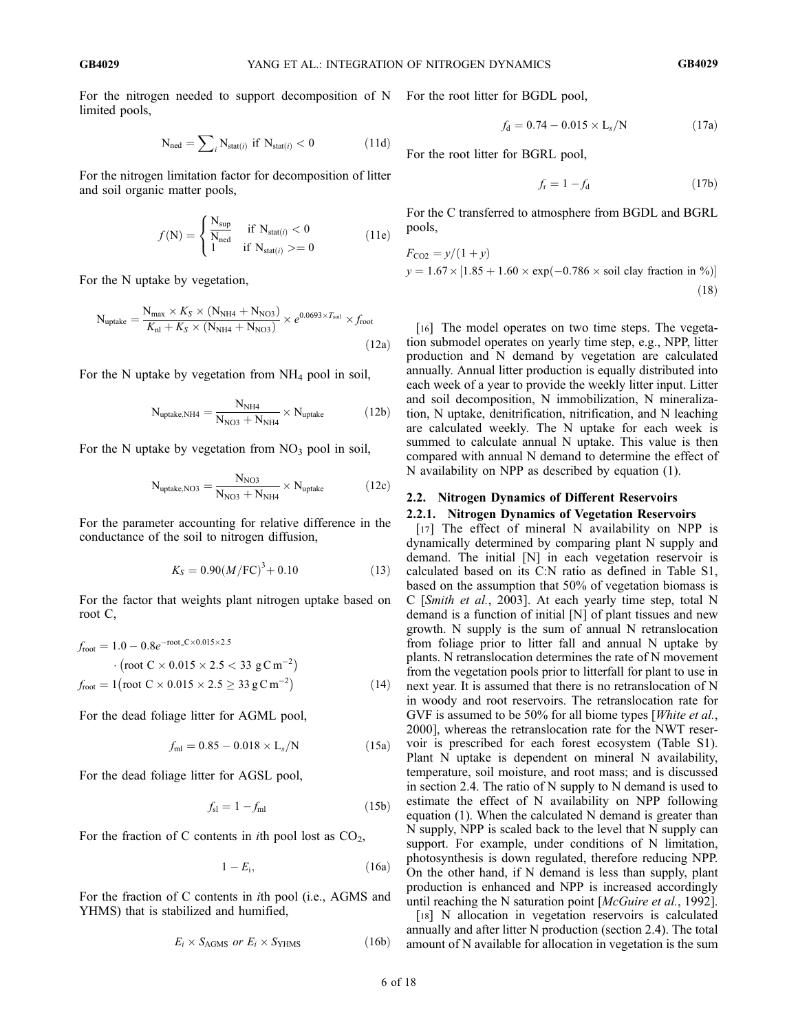For the nitrogen needed to support decomposition of N limited pools,

$$\mathrm{N_{ned}} = \sum_i \mathrm{N_{stat(\mathit{i})}} \text{ if } \mathrm{N_{stat(\mathit{i})}} < 0 \tag{11d}$$

For the nitrogen limitation factor for decomposition of litter and soil organic matter pools,

$$f(\mathrm{N}) = \begin{cases} \dfrac{\mathrm{N_{sup}}}{\mathrm{N_{ned}}} & \text{if } \mathrm{N_{stat(\mathit{i})}} < 0 \\ 1 & \text{if } \mathrm{N_{stat(\mathit{i})}} >= 0 \end{cases} \tag{11e}$$

For the N uptake by vegetation,

$$\mathrm{N_{uptake}} = \frac{\mathrm{N_{max}} \times K_S \times (\mathrm{N_{NH4}} + \mathrm{N_{NO3}})}{K_{\mathrm{nl}} + K_S \times (\mathrm{N_{NH4}} + \mathrm{N_{NO3}})} \times e^{0.0693 \times T_{\mathrm{soil}}} \times f_{\mathrm{root}} \tag{12a}$$

For the N uptake by vegetation from $NH_4$ pool in soil,

$$\mathrm{N_{uptake,NH4}} = \frac{\mathrm{N_{NH4}}}{\mathrm{N_{NO3}} + \mathrm{N_{NH4}}} \times \mathrm{N_{uptake}} \tag{12b}$$

For the N uptake by vegetation from $NO_3$ pool in soil,

$$\mathrm{N_{uptake,NO3}} = \frac{\mathrm{N_{NO3}}}{\mathrm{N_{NO3}} + \mathrm{N_{NH4}}} \times \mathrm{N_{uptake}} \tag{12c}$$

For the parameter accounting for relative difference in the conductance of the soil to nitrogen diffusion,

$$K_S = 0.90(M/\mathrm{FC})^3 + 0.10 \tag{13}$$

For the factor that weights plant nitrogen uptake based on root C,

$$\begin{aligned} f_{\mathrm{root}} &= 1.0 - 0.8e^{-\mathrm{root\_C} \times 0.015 \times 2.5} \\ &\quad \cdot \left(\mathrm{root\ C} \times 0.015 \times 2.5 < 33\ \mathrm{g\,C\,m^{-2}}\right) \\ f_{\mathrm{root}} &= 1\left(\mathrm{root\ C} \times 0.015 \times 2.5 \geq 33\ \mathrm{g\,C\,m^{-2}}\right) \end{aligned} \tag{14}$$

For the dead foliage litter for AGML pool,

$$f_{\mathrm{ml}} = 0.85 - 0.018 \times \mathrm{L}_s/\mathrm{N} \tag{15a}$$

For the dead foliage litter for AGSL pool,

$$f_{\mathrm{sl}} = 1 - f_{\mathrm{ml}} \tag{15b}$$

For the fraction of C contents in $i$th pool lost as $CO_2$,

$$1 - E_{\mathrm{i}}, \tag{16a}$$

For the fraction of C contents in $i$th pool (i.e., AGMS and YHMS) that is stabilized and humified,

$$E_i \times S_{\mathrm{AGMS}} \text{ or } E_i \times S_{\mathrm{YHMS}} \tag{16b}$$

For the root litter for BGDL pool,

$$f_{\mathrm{d}} = 0.74 - 0.015 \times \mathrm{L}_s/\mathrm{N} \tag{17a}$$

For the root litter for BGRL pool,

$$f_{\mathrm{r}} = 1 - f_{\mathrm{d}} \tag{17b}$$

For the C transferred to atmosphere from BGDL and BGRL pools,

$$\begin{aligned} F_{\mathrm{CO2}} &= y/(1+y) \\ y &= 1.67 \times [1.85 + 1.60 \times \exp(-0.786 \times \text{soil clay fraction in \%})] \end{aligned} \tag{18}$$

[16] The model operates on two time steps. The vegetation submodel operates on yearly time step, e.g., NPP, litter production and N demand by vegetation are calculated annually. Annual litter production is equally distributed into each week of a year to provide the weekly litter input. Litter and soil decomposition, N immobilization, N mineralization, N uptake, denitrification, nitrification, and N leaching are calculated weekly. The N uptake for each week is summed to calculate annual N uptake. This value is then compared with annual N demand to determine the effect of N availability on NPP as described by equation (1).

## 2.2. Nitrogen Dynamics of Different Reservoirs

### 2.2.1. Nitrogen Dynamics of Vegetation Reservoirs

[17] The effect of mineral N availability on NPP is dynamically determined by comparing plant N supply and demand. The initial [N] in each vegetation reservoir is calculated based on its C:N ratio as defined in Table S1, based on the assumption that 50% of vegetation biomass is C [*Smith et al.*, 2003]. At each yearly time step, total N demand is a function of initial [N] of plant tissues and new growth. N supply is the sum of annual N retranslocation from foliage prior to litter fall and annual N uptake by plants. N retranslocation determines the rate of N movement from the vegetation pools prior to litterfall for plant to use in next year. It is assumed that there is no retranslocation of N in woody and root reservoirs. The retranslocation rate for GVF is assumed to be 50% for all biome types [*White et al.*, 2000], whereas the retranslocation rate for the NWT reservoir is prescribed for each forest ecosystem (Table S1). Plant N uptake is dependent on mineral N availability, temperature, soil moisture, and root mass; and is discussed in section 2.4. The ratio of N supply to N demand is used to estimate the effect of N availability on NPP following equation (1). When the calculated N demand is greater than N supply, NPP is scaled back to the level that N supply can support. For example, under conditions of N limitation, photosynthesis is down regulated, therefore reducing NPP. On the other hand, if N demand is less than supply, plant production is enhanced and NPP is increased accordingly until reaching the N saturation point [*McGuire et al.*, 1992].

[18] N allocation in vegetation reservoirs is calculated annually and after litter N production (section 2.4). The total amount of N available for allocation in vegetation is the sum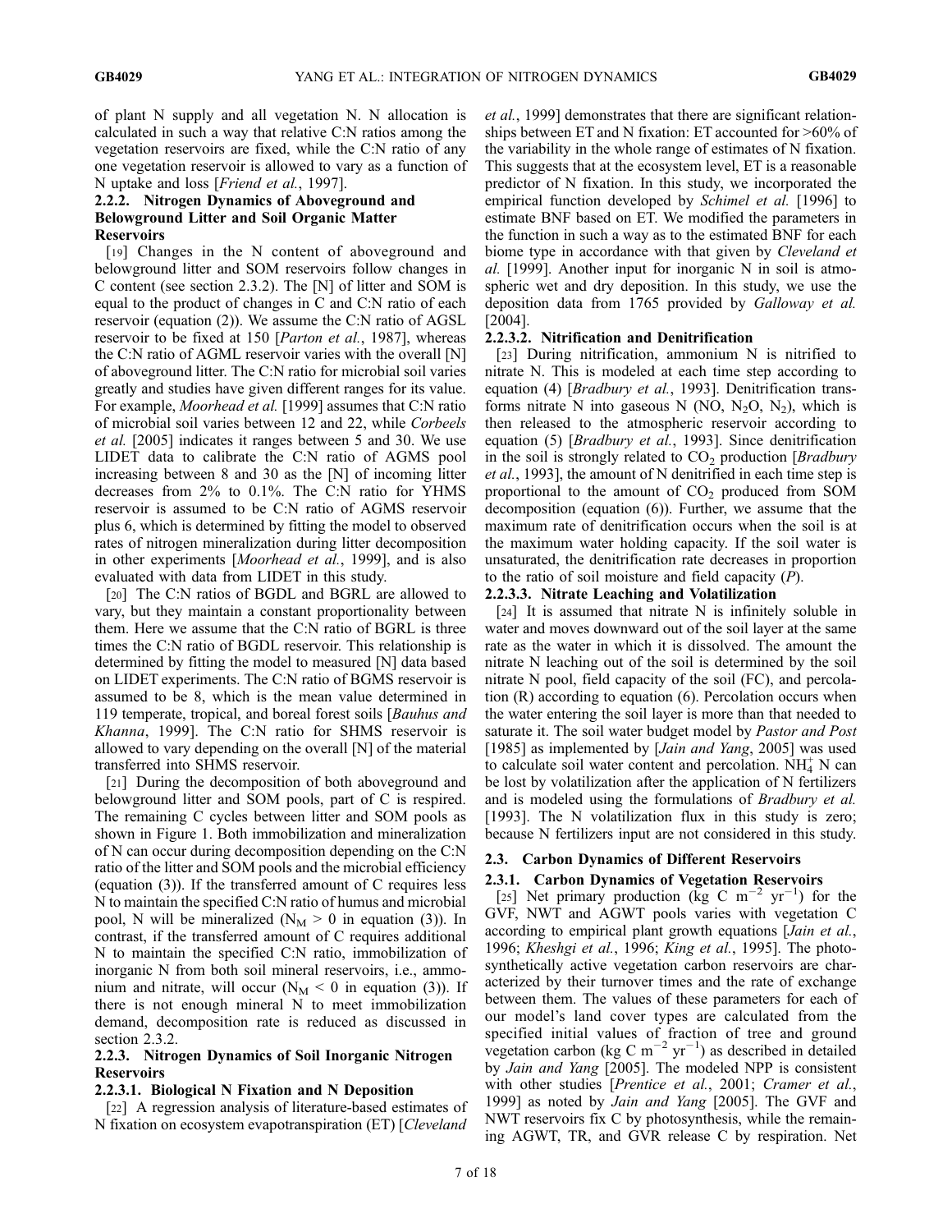of plant N supply and all vegetation N. N allocation is calculated in such a way that relative C:N ratios among the vegetation reservoirs are fixed, while the C:N ratio of any one vegetation reservoir is allowed to vary as a function of N uptake and loss [*Friend et al.*, 1997].

#### 2.2.2. Nitrogen Dynamics of Aboveground and Belowground Litter and Soil Organic Matter Reservoirs

[19] Changes in the N content of aboveground and belowground litter and SOM reservoirs follow changes in C content (see section 2.3.2). The [N] of litter and SOM is equal to the product of changes in C and C:N ratio of each reservoir (equation (2)). We assume the C:N ratio of AGSL reservoir to be fixed at 150 [*Parton et al.*, 1987], whereas the C:N ratio of AGML reservoir varies with the overall [N] of aboveground litter. The C:N ratio for microbial soil varies greatly and studies have given different ranges for its value. For example, *Moorhead et al.* [1999] assumes that C:N ratio of microbial soil varies between 12 and 22, while *Corbeels et al.* [2005] indicates it ranges between 5 and 30. We use LIDET data to calibrate the C:N ratio of AGMS pool increasing between 8 and 30 as the [N] of incoming litter decreases from 2% to 0.1%. The C:N ratio for YHMS reservoir is assumed to be C:N ratio of AGMS reservoir plus 6, which is determined by fitting the model to observed rates of nitrogen mineralization during litter decomposition in other experiments [*Moorhead et al.*, 1999], and is also evaluated with data from LIDET in this study.

[20] The C:N ratios of BGDL and BGRL are allowed to vary, but they maintain a constant proportionality between them. Here we assume that the C:N ratio of BGRL is three times the C:N ratio of BGDL reservoir. This relationship is determined by fitting the model to measured [N] data based on LIDET experiments. The C:N ratio of BGMS reservoir is assumed to be 8, which is the mean value determined in 119 temperate, tropical, and boreal forest soils [*Bauhus and Khanna*, 1999]. The C:N ratio for SHMS reservoir is allowed to vary depending on the overall [N] of the material transferred into SHMS reservoir.

[21] During the decomposition of both aboveground and belowground litter and SOM pools, part of C is respired. The remaining C cycles between litter and SOM pools as shown in Figure 1. Both immobilization and mineralization of N can occur during decomposition depending on the C:N ratio of the litter and SOM pools and the microbial efficiency (equation (3)). If the transferred amount of C requires less N to maintain the specified C:N ratio of humus and microbial pool, N will be mineralized ($N_M > 0$ in equation (3)). In contrast, if the transferred amount of C requires additional N to maintain the specified C:N ratio, immobilization of inorganic N from both soil mineral reservoirs, i.e., ammonium and nitrate, will occur ($N_M < 0$ in equation (3)). If there is not enough mineral N to meet immobilization demand, decomposition rate is reduced as discussed in section 2.3.2.

#### 2.2.3. Nitrogen Dynamics of Soil Inorganic Nitrogen Reservoirs

##### 2.2.3.1. Biological N Fixation and N Deposition

[22] A regression analysis of literature-based estimates of N fixation on ecosystem evapotranspiration (ET) [*Cleveland et al.*, 1999] demonstrates that there are significant relationships between ET and N fixation: ET accounted for >60% of the variability in the whole range of estimates of N fixation. This suggests that at the ecosystem level, ET is a reasonable predictor of N fixation. In this study, we incorporated the empirical function developed by *Schimel et al.* [1996] to estimate BNF based on ET. We modified the parameters in the function in such a way as to the estimated BNF for each biome type in accordance with that given by *Cleveland et al.* [1999]. Another input for inorganic N in soil is atmospheric wet and dry deposition. In this study, we use the deposition data from 1765 provided by *Galloway et al.* [2004].

##### 2.2.3.2. Nitrification and Denitrification

[23] During nitrification, ammonium N is nitrified to nitrate N. This is modeled at each time step according to equation (4) [*Bradbury et al.*, 1993]. Denitrification transforms nitrate N into gaseous N (NO, $N_2O$, $N_2$), which is then released to the atmospheric reservoir according to equation (5) [*Bradbury et al.*, 1993]. Since denitrification in the soil is strongly related to $CO_2$ production [*Bradbury et al.*, 1993], the amount of N denitrified in each time step is proportional to the amount of $CO_2$ produced from SOM decomposition (equation (6)). Further, we assume that the maximum rate of denitrification occurs when the soil is at the maximum water holding capacity. If the soil water is unsaturated, the denitrification rate decreases in proportion to the ratio of soil moisture and field capacity ($P$).

##### 2.2.3.3. Nitrate Leaching and Volatilization

[24] It is assumed that nitrate N is infinitely soluble in water and moves downward out of the soil layer at the same rate as the water in which it is dissolved. The amount the nitrate N leaching out of the soil is determined by the soil nitrate N pool, field capacity of the soil (FC), and percolation (R) according to equation (6). Percolation occurs when the water entering the soil layer is more than that needed to saturate it. The soil water budget model by *Pastor and Post* [1985] as implemented by [*Jain and Yang*, 2005] was used to calculate soil water content and percolation. $NH_4^+$ N can be lost by volatilization after the application of N fertilizers and is modeled using the formulations of *Bradbury et al.* [1993]. The N volatilization flux in this study is zero; because N fertilizers input are not considered in this study.

### 2.3. Carbon Dynamics of Different Reservoirs

#### 2.3.1. Carbon Dynamics of Vegetation Reservoirs

[25] Net primary production (kg C $m^{-2}$ $yr^{-1}$) for the GVF, NWT and AGWT pools varies with vegetation C according to empirical plant growth equations [*Jain et al.*, 1996; *Kheshgi et al.*, 1996; *King et al.*, 1995]. The photosynthetically active vegetation carbon reservoirs are characterized by their turnover times and the rate of exchange between them. The values of these parameters for each of our model's land cover types are calculated from the specified initial values of fraction of tree and ground vegetation carbon (kg C $m^{-2}$ $yr^{-1}$) as described in detailed by *Jain and Yang* [2005]. The modeled NPP is consistent with other studies [*Prentice et al.*, 2001; *Cramer et al.*, 1999] as noted by *Jain and Yang* [2005]. The GVF and NWT reservoirs fix C by photosynthesis, while the remaining AGWT, TR, and GVR release C by respiration. Net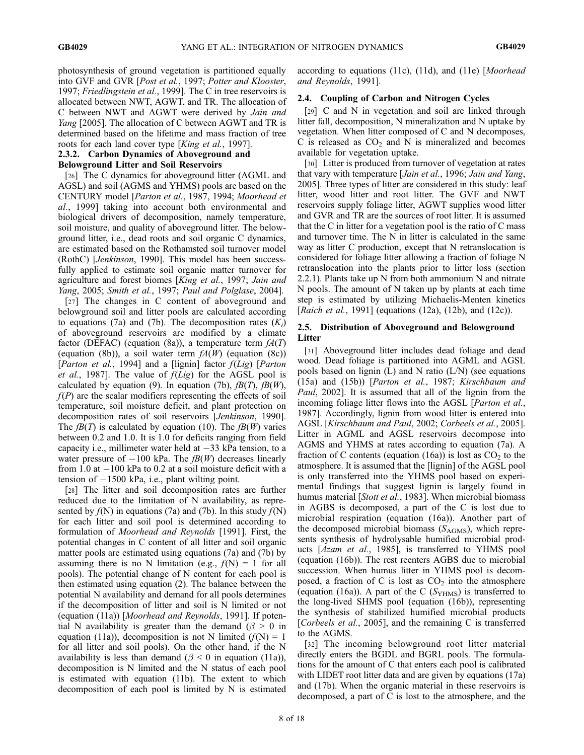photosynthesis of ground vegetation is partitioned equally into GVF and GVR [*Post et al.*, 1997; *Potter and Klooster*, 1997; *Friedlingstein et al.*, 1999]. The C in tree reservoirs is allocated between NWT, AGWT, and TR. The allocation of C between NWT and AGWT were derived by *Jain and Yang* [2005]. The allocation of C between AGWT and TR is determined based on the lifetime and mass fraction of tree roots for each land cover type [*King et al.*, 1997].

#### 2.3.2. Carbon Dynamics of Aboveground and Belowground Litter and Soil Reservoirs

[26] The C dynamics for aboveground litter (AGML and AGSL) and soil (AGMS and YHMS) pools are based on the CENTURY model [*Parton et al.*, 1987, 1994; *Moorhead et al.*, 1999] taking into account both environmental and biological drivers of decomposition, namely temperature, soil moisture, and quality of aboveground litter. The belowground litter, i.e., dead roots and soil organic C dynamics, are estimated based on the Rothamsted soil turnover model (RothC) [*Jenkinson*, 1990]. This model has been successfully applied to estimate soil organic matter turnover for agriculture and forest biomes [*King et al.*, 1997; *Jain and Yang*, 2005; *Smith et al.*, 1997; *Paul and Polglase*, 2004].

[27] The changes in C content of aboveground and belowground soil and litter pools are calculated according to equations (7a) and (7b). The decomposition rates ($K_i$) of aboveground reservoirs are modified by a climate factor (DEFAC) (equation (8a)), a temperature term $fA(T)$ (equation (8b)), a soil water term $fA(W)$ (equation (8c)) [*Parton et al.*, 1994] and a [lignin] factor $f(Lig)$ [*Parton et al.*, 1987]. The value of $f(Lig)$ for the AGSL pool is calculated by equation (9). In equation (7b), $fB(T)$, $fB(W)$, $f(P)$ are the scalar modifiers representing the effects of soil temperature, soil moisture deficit, and plant protection on decomposition rates of soil reservoirs [*Jenkinson*, 1990]. The $fB(T)$ is calculated by equation (10). The $fB(W)$ varies between 0.2 and 1.0. It is 1.0 for deficits ranging from field capacity i.e., millimeter water held at $-33$ kPa tension, to a water pressure of $-100$ kPa. The $fB(W)$ decreases linearly from 1.0 at $-100$ kPa to 0.2 at a soil moisture deficit with a tension of $-1500$ kPa, i.e., plant wilting point.

[28] The litter and soil decomposition rates are further reduced due to the limitation of N availability, as represented by $f(\mathrm{N})$ in equations (7a) and (7b). In this study $f(\mathrm{N})$ for each litter and soil pool is determined according to formulation of *Moorhead and Reynolds* [1991]. First, the potential changes in C content of all litter and soil organic matter pools are estimated using equations (7a) and (7b) by assuming there is no N limitation (e.g., $f(\mathrm{N}) = 1$ for all pools). The potential change of N content for each pool is then estimated using equation (2). The balance between the potential N availability and demand for all pools determines if the decomposition of litter and soil is N limited or not (equation (11a)) [*Moorhead and Reynolds*, 1991]. If potential N availability is greater than the demand ($\beta > 0$ in equation (11a)), decomposition is not N limited ($f(\mathrm{N}) = 1$ for all litter and soil pools). On the other hand, if the N availability is less than demand ($\beta < 0$ in equation (11a)), decomposition is N limited and the N status of each pool is estimated with equation (11b). The extent to which decomposition of each pool is limited by N is estimated according to equations (11c), (11d), and (11e) [*Moorhead and Reynolds*, 1991].

### 2.4. Coupling of Carbon and Nitrogen Cycles

[29] C and N in vegetation and soil are linked through litter fall, decomposition, N mineralization and N uptake by vegetation. When litter composed of C and N decomposes, C is released as $CO_2$ and N is mineralized and becomes available for vegetation uptake.

[30] Litter is produced from turnover of vegetation at rates that vary with temperature [*Jain et al.*, 1996; *Jain and Yang*, 2005]. Three types of litter are considered in this study: leaf litter, wood litter and root litter. The GVF and NWT reservoirs supply foliage litter, AGWT supplies wood litter and GVR and TR are the sources of root litter. It is assumed that the C in litter for a vegetation pool is the ratio of C mass and turnover time. The N in litter is calculated in the same way as litter C production, except that N retranslocation is considered for foliage litter allowing a fraction of foliage N retranslocation into the plants prior to litter loss (section 2.2.1). Plants take up N from both ammonium N and nitrate N pools. The amount of N taken up by plants at each time step is estimated by utilizing Michaelis-Menten kinetics [*Raich et al.*, 1991] (equations (12a), (12b), and (12c)).

### 2.5. Distribution of Aboveground and Belowground Litter

[31] Aboveground litter includes dead foliage and dead wood. Dead foliage is partitioned into AGML and AGSL pools based on lignin (L) and N ratio (L/N) (see equations (15a) and (15b)) [*Parton et al.*, 1987; *Kirschbaum and Paul*, 2002]. It is assumed that all of the lignin from the incoming foliage litter flows into the AGSL [*Parton et al.*, 1987]. Accordingly, lignin from wood litter is entered into AGSL [*Kirschbaum and Paul*, 2002; *Corbeels et al.*, 2005]. Litter in AGML and AGSL reservoirs decompose into AGMS and YHMS at rates according to equation (7a). A fraction of C contents (equation (16a)) is lost as $CO_2$ to the atmosphere. It is assumed that the [lignin] of the AGSL pool is only transferred into the YHMS pool based on experimental findings that suggest lignin is largely found in humus material [*Stott et al.*, 1983]. When microbial biomass in AGBS is decomposed, a part of the C is lost due to microbial respiration (equation (16a)). Another part of the decomposed microbial biomass ($S_{\mathrm{AGMS}}$), which represents synthesis of hydrolysable humified microbial products [*Azam et al.*, 1985], is transferred to YHMS pool (equation (16b)). The rest reenters AGBS due to microbial succession. When humus litter in YHMS pool is decomposed, a fraction of C is lost as $CO_2$ into the atmosphere (equation (16a)). A part of the C ($S_{\mathrm{YHMS}}$) is transferred to the long-lived SHMS pool (equation (16b)), representing the synthesis of stabilized humified microbial products [*Corbeels et al.*, 2005], and the remaining C is transferred to the AGMS.

[32] The incoming belowground root litter material directly enters the BGDL and BGRL pools. The formulations for the amount of C that enters each pool is calibrated with LIDET root litter data and are given by equations (17a) and (17b). When the organic material in these reservoirs is decomposed, a part of C is lost to the atmosphere, and the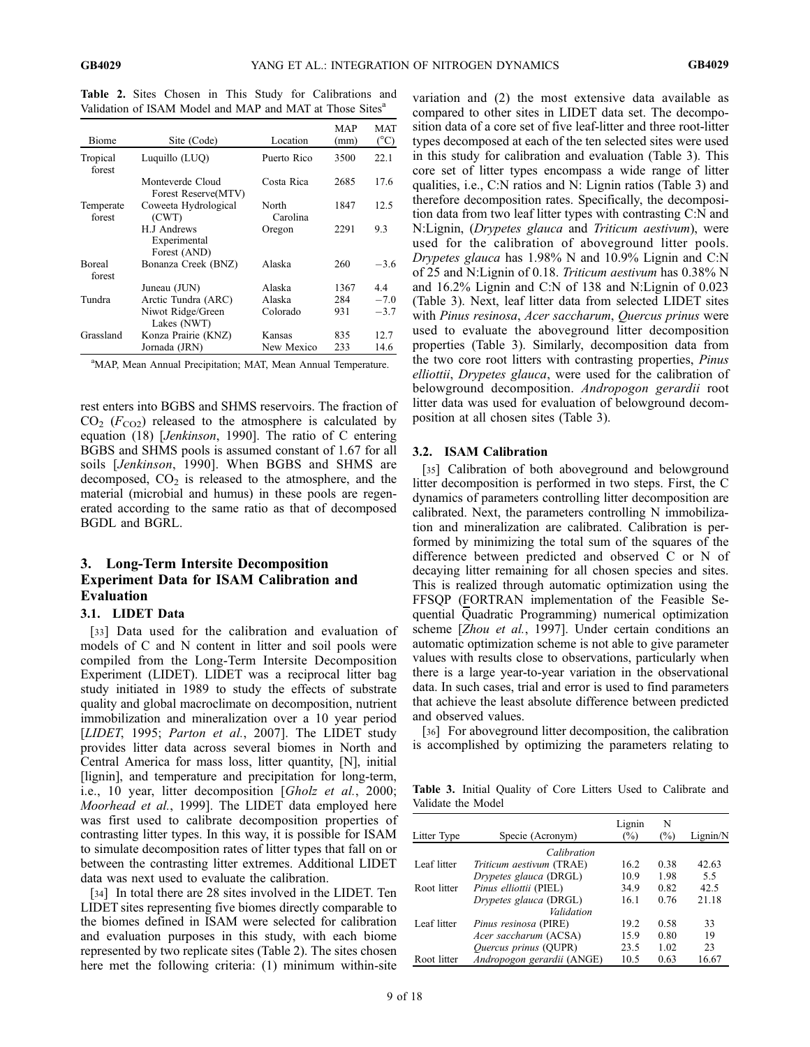**Table 2.** Sites Chosen in This Study for Calibrations and Validation of ISAM Model and MAP and MAT at Those Sites[a]

| Biome | Site (Code) | Location | MAP (mm) | MAT (°C) |
|---|---|---|---|---|
| Tropical forest | Luquillo (LUQ) | Puerto Rico | 3500 | 22.1 |
| | Monteverde Cloud Forest Reserve(MTV) | Costa Rica | 2685 | 17.6 |
| Temperate forest | Coweeta Hydrological (CWT) | North Carolina | 1847 | 12.5 |
| | H.J Andrews Experimental Forest (AND) | Oregon | 2291 | 9.3 |
| Boreal forest | Bonanza Creek (BNZ) | Alaska | 260 | −3.6 |
| | Juneau (JUN) | Alaska | 1367 | 4.4 |
| Tundra | Arctic Tundra (ARC) | Alaska | 284 | −7.0 |
| | Niwot Ridge/Green Lakes (NWT) | Colorado | 931 | −3.7 |
| Grassland | Konza Prairie (KNZ) | Kansas | 835 | 12.7 |
| | Jornada (JRN) | New Mexico | 233 | 14.6 |

[a]MAP, Mean Annual Precipitation; MAT, Mean Annual Temperature.

rest enters into BGBS and SHMS reservoirs. The fraction of $CO_2$ ($F_{CO2}$) released to the atmosphere is calculated by equation (18) [*Jenkinson*, 1990]. The ratio of C entering BGBS and SHMS pools is assumed constant of 1.67 for all soils [*Jenkinson*, 1990]. When BGBS and SHMS are decomposed, $CO_2$ is released to the atmosphere, and the material (microbial and humus) in these pools are regenerated according to the same ratio as that of decomposed BGDL and BGRL.

## 3. Long-Term Intersite Decomposition Experiment Data for ISAM Calibration and Evaluation

### 3.1. LIDET Data

[33] Data used for the calibration and evaluation of models of C and N content in litter and soil pools were compiled from the Long-Term Intersite Decomposition Experiment (LIDET). LIDET was a reciprocal litter bag study initiated in 1989 to study the effects of substrate quality and global macroclimate on decomposition, nutrient immobilization and mineralization over a 10 year period [*LIDET*, 1995; *Parton et al.*, 2007]. The LIDET study provides litter data across several biomes in North and Central America for mass loss, litter quantity, [N], initial [lignin], and temperature and precipitation for long-term, i.e., 10 year, litter decomposition [*Gholz et al.*, 2000; *Moorhead et al.*, 1999]. The LIDET data employed here was first used to calibrate decomposition properties of contrasting litter types. In this way, it is possible for ISAM to simulate decomposition rates of litter types that fall on or between the contrasting litter extremes. Additional LIDET data was next used to evaluate the calibration.

[34] In total there are 28 sites involved in the LIDET. Ten LIDET sites representing five biomes directly comparable to the biomes defined in ISAM were selected for calibration and evaluation purposes in this study, with each biome represented by two replicate sites (Table 2). The sites chosen here met the following criteria: (1) minimum within-site variation and (2) the most extensive data available as compared to other sites in LIDET data set. The decomposition data of a core set of five leaf-litter and three root-litter types decomposed at each of the ten selected sites were used in this study for calibration and evaluation (Table 3). This core set of litter types encompass a wide range of litter qualities, i.e., C:N ratios and N: Lignin ratios (Table 3) and therefore decomposition rates. Specifically, the decomposition data from two leaf litter types with contrasting C:N and N:Lignin, (*Drypetes glauca* and *Triticum aestivum*), were used for the calibration of aboveground litter pools. *Drypetes glauca* has 1.98% N and 10.9% Lignin and C:N of 25 and N:Lignin of 0.18. *Triticum aestivum* has 0.38% N and 16.2% Lignin and C:N of 138 and N:Lignin of 0.023 (Table 3). Next, leaf litter data from selected LIDET sites with *Pinus resinosa*, *Acer saccharum*, *Quercus prinus* were used to evaluate the aboveground litter decomposition properties (Table 3). Similarly, decomposition data from the two core root litters with contrasting properties, *Pinus elliottii*, *Drypetes glauca*, were used for the calibration of belowground decomposition. *Andropogon gerardii* root litter data was used for evaluation of belowground decomposition at all chosen sites (Table 3).

### 3.2. ISAM Calibration

[35] Calibration of both aboveground and belowground litter decomposition is performed in two steps. First, the C dynamics of parameters controlling litter decomposition are calibrated. Next, the parameters controlling N immobilization and mineralization are calibrated. Calibration is performed by minimizing the total sum of the squares of the difference between predicted and observed C or N of decaying litter remaining for all chosen species and sites. This is realized through automatic optimization using the FFSQP (FORTRAN implementation of the Feasible Sequential Quadratic Programming) numerical optimization scheme [*Zhou et al.*, 1997]. Under certain conditions an automatic optimization scheme is not able to give parameter values with results close to observations, particularly when there is a large year-to-year variation in the observational data. In such cases, trial and error is used to find parameters that achieve the least absolute difference between predicted and observed values.

[36] For aboveground litter decomposition, the calibration is accomplished by optimizing the parameters relating to

**Table 3.** Initial Quality of Core Litters Used to Calibrate and Validate the Model

| Litter Type | Specie (Acronym) | Lignin (%) | N (%) | Lignin/N |
|---|---|---|---|---|
| | *Calibration* | | | |
| Leaf litter | *Triticum aestivum* (TRAE) | 16.2 | 0.38 | 42.63 |
| | *Drypetes glauca* (DRGL) | 10.9 | 1.98 | 5.5 |
| Root litter | *Pinus elliottii* (PIEL) | 34.9 | 0.82 | 42.5 |
| | *Drypetes glauca* (DRGL) | 16.1 | 0.76 | 21.18 |
| | *Validation* | | | |
| Leaf litter | *Pinus resinosa* (PIRE) | 19.2 | 0.58 | 33 |
| | *Acer saccharum* (ACSA) | 15.9 | 0.80 | 19 |
| | *Quercus prinus* (QUPR) | 23.5 | 1.02 | 23 |
| Root litter | *Andropogon gerardii* (ANGE) | 10.5 | 0.63 | 16.67 |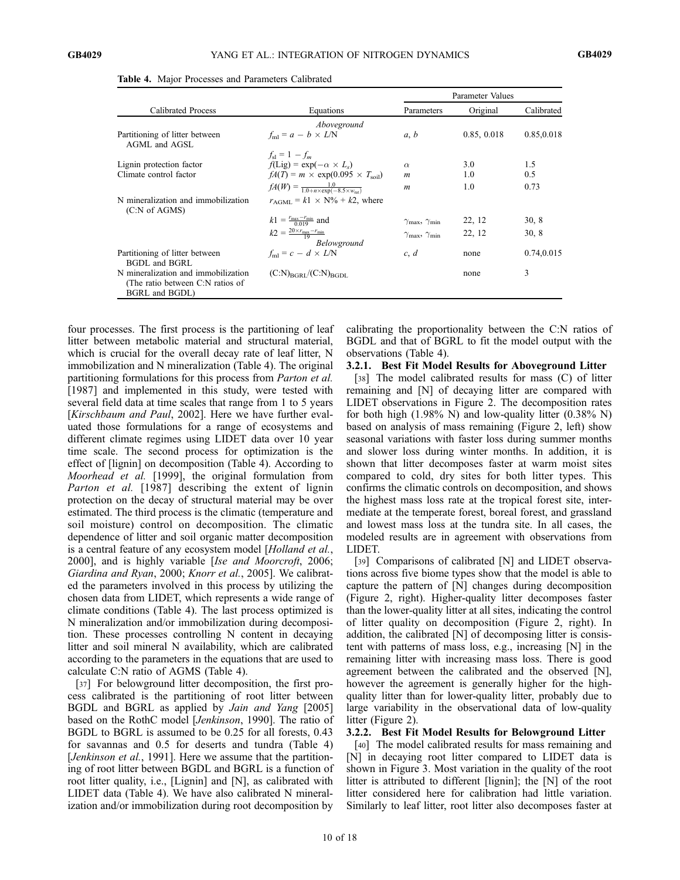**Table 4.** Major Processes and Parameters Calibrated

| Calibrated Process | Equations | Parameters | Original | Calibrated |
|---|---|---|---|---|
| | | Parameter Values | | |
| | *Aboveground* | | | |
| Partitioning of litter between AGML and AGSL | $f_{ml} = a - b \times L/N$ | $a$, $b$ | 0.85, 0.018 | 0.85,0.018 |
| | $f_{sl} = 1 - f_m$ | | | |
| Lignin protection factor | $f(\mathrm{Lig}) = \exp(-\alpha \times L_s)$ | $\alpha$ | 3.0 | 1.5 |
| Climate control factor | $fA(T) = m \times \exp(0.095 \times T_{soil})$ | $m$ | 1.0 | 0.5 |
| | $fA(W) = \frac{1.0}{1.0 + n \times \exp(-8.5 \times w_{rat})}$ | $m$ | 1.0 | 0.73 |
| N mineralization and immobilization (C:N of AGMS) | $r_{AGML} = k1 \times \mathrm{N\%} + k2$, where | | | |
| | $k1 = \frac{r_{max} - r_{min}}{0.019}$ and | $\gamma_{max}$, $\gamma_{min}$ | 22, 12 | 30, 8 |
| | $k2 = \frac{20 \times r_{max} - r_{min}}{19}$ | $\gamma_{max}$, $\gamma_{min}$ | 22, 12 | 30, 8 |
| | *Belowground* | | | |
| Partitioning of litter between BGDL and BGRL | $f_{ml} = c - d \times L/N$ | $c$, $d$ | none | 0.74,0.015 |
| N mineralization and immobilization (The ratio between C:N ratios of BGRL and BGDL) | $(C{:}N)_{BGRL}/(C{:}N)_{BGDL}$ | | none | 3 |

four processes. The first process is the partitioning of leaf litter between metabolic material and structural material, which is crucial for the overall decay rate of leaf litter, N immobilization and N mineralization (Table 4). The original partitioning formulations for this process from *Parton et al.* [1987] and implemented in this study, were tested with several field data at time scales that range from 1 to 5 years [*Kirschbaum and Paul*, 2002]. Here we have further evaluated those formulations for a range of ecosystems and different climate regimes using LIDET data over 10 year time scale. The second process for optimization is the effect of [lignin] on decomposition (Table 4). According to *Moorhead et al.* [1999], the original formulation from *Parton et al.* [1987] describing the extent of lignin protection on the decay of structural material may be over estimated. The third process is the climatic (temperature and soil moisture) control on decomposition. The climatic dependence of litter and soil organic matter decomposition is a central feature of any ecosystem model [*Holland et al.*, 2000], and is highly variable [*Ise and Moorcroft*, 2006; *Giardina and Ryan*, 2000; *Knorr et al.*, 2005]. We calibrated the parameters involved in this process by utilizing the chosen data from LIDET, which represents a wide range of climate conditions (Table 4). The last process optimized is N mineralization and/or immobilization during decomposition. These processes controlling N content in decaying litter and soil mineral N availability, which are calibrated according to the parameters in the equations that are used to calculate C:N ratio of AGMS (Table 4).

[37] For belowground litter decomposition, the first process calibrated is the partitioning of root litter between BGDL and BGRL as applied by *Jain and Yang* [2005] based on the RothC model [*Jenkinson*, 1990]. The ratio of BGDL to BGRL is assumed to be 0.25 for all forests, 0.43 for savannas and 0.5 for deserts and tundra (Table 4) [*Jenkinson et al.*, 1991]. Here we assume that the partitioning of root litter between BGDL and BGRL is a function of root litter quality, i.e., [Lignin] and [N], as calibrated with LIDET data (Table 4). We have also calibrated N mineralization and/or immobilization during root decomposition by calibrating the proportionality between the C:N ratios of BGDL and that of BGRL to fit the model output with the observations (Table 4).

### 3.2.1. Best Fit Model Results for Aboveground Litter

[38] The model calibrated results for mass (C) of litter remaining and [N] of decaying litter are compared with LIDET observations in Figure 2. The decomposition rates for both high (1.98% N) and low-quality litter (0.38% N) based on analysis of mass remaining (Figure 2, left) show seasonal variations with faster loss during summer months and slower loss during winter months. In addition, it is shown that litter decomposes faster at warm moist sites compared to cold, dry sites for both litter types. This confirms the climatic controls on decomposition, and shows the highest mass loss rate at the tropical forest site, intermediate at the temperate forest, boreal forest, and grassland and lowest mass loss at the tundra site. In all cases, the modeled results are in agreement with observations from LIDET.

[39] Comparisons of calibrated [N] and LIDET observations across five biome types show that the model is able to capture the pattern of [N] changes during decomposition (Figure 2, right). Higher-quality litter decomposes faster than the lower-quality litter at all sites, indicating the control of litter quality on decomposition (Figure 2, right). In addition, the calibrated [N] of decomposing litter is consistent with patterns of mass loss, e.g., increasing [N] in the remaining litter with increasing mass loss. There is good agreement between the calibrated and the observed [N], however the agreement is generally higher for the high-quality litter than for lower-quality litter, probably due to large variability in the observational data of low-quality litter (Figure 2).

### 3.2.2. Best Fit Model Results for Belowground Litter

[40] The model calibrated results for mass remaining and [N] in decaying root litter compared to LIDET data is shown in Figure 3. Most variation in the quality of the root litter is attributed to different [lignin]; the [N] of the root litter considered here for calibration had little variation. Similarly to leaf litter, root litter also decomposes faster at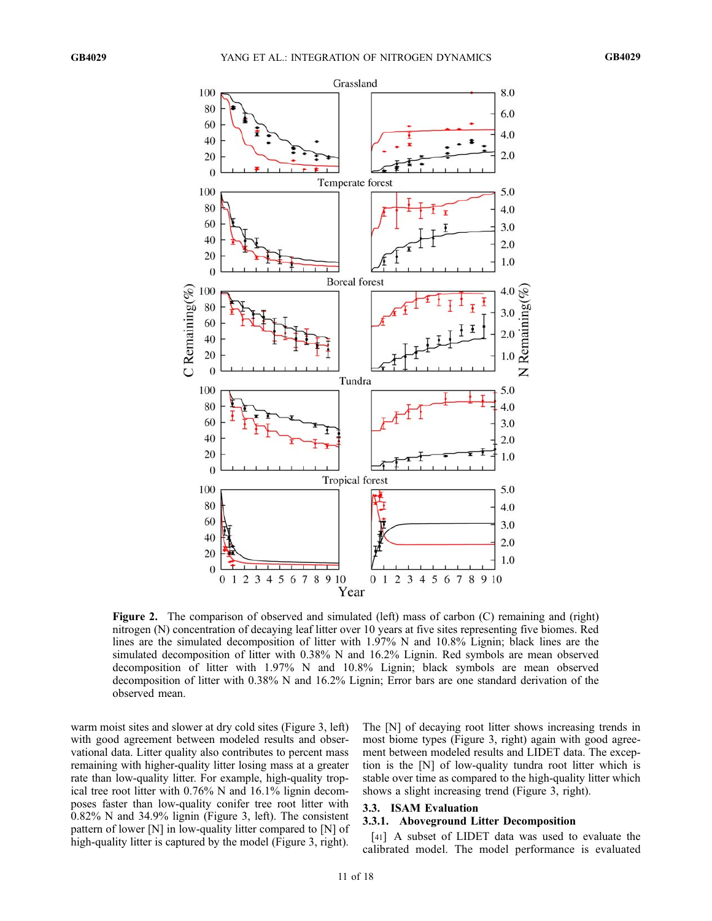**Figure 2.** The comparison of observed and simulated (left) mass of carbon (C) remaining and (right) nitrogen (N) concentration of decaying leaf litter over 10 years at five sites representing five biomes. Red lines are the simulated decomposition of litter with 1.97% N and 10.8% Lignin; black lines are the simulated decomposition of litter with 0.38% N and 16.2% Lignin. Red symbols are mean observed decomposition of litter with 1.97% N and 10.8% Lignin; black symbols are mean observed decomposition of litter with 0.38% N and 16.2% Lignin; Error bars are one standard derivation of the observed mean.

warm moist sites and slower at dry cold sites (Figure 3, left) with good agreement between modeled results and observational data. Litter quality also contributes to percent mass remaining with higher-quality litter losing mass at a greater rate than low-quality litter. For example, high-quality tropical tree root litter with 0.76% N and 16.1% lignin decomposes faster than low-quality conifer tree root litter with 0.82% N and 34.9% lignin (Figure 3, left). The consistent pattern of lower [N] in low-quality litter compared to [N] of high-quality litter is captured by the model (Figure 3, right). The [N] of decaying root litter shows increasing trends in most biome types (Figure 3, right) again with good agreement between modeled results and LIDET data. The exception is the [N] of low-quality tundra root litter which is stable over time as compared to the high-quality litter which shows a slight increasing trend (Figure 3, right).

## 3.3. ISAM Evaluation

### 3.3.1. Aboveground Litter Decomposition

[41] A subset of LIDET data was used to evaluate the calibrated model. The model performance is evaluated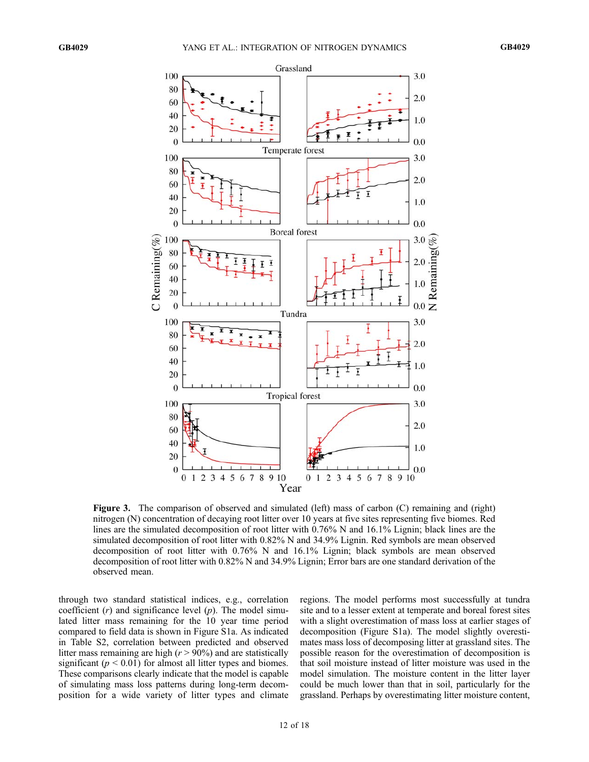**Figure 3.** The comparison of observed and simulated (left) mass of carbon (C) remaining and (right) nitrogen (N) concentration of decaying root litter over 10 years at five sites representing five biomes. Red lines are the simulated decomposition of root litter with 0.76% N and 16.1% Lignin; black lines are the simulated decomposition of root litter with 0.82% N and 34.9% Lignin. Red symbols are mean observed decomposition of root litter with 0.76% N and 16.1% Lignin; black symbols are mean observed decomposition of root litter with 0.82% N and 34.9% Lignin; Error bars are one standard derivation of the observed mean.

through two standard statistical indices, e.g., correlation coefficient ($r$) and significance level ($p$). The model simulated litter mass remaining for the 10 year time period compared to field data is shown in Figure S1a. As indicated in Table S2, correlation between predicted and observed litter mass remaining are high ($r > 90\%$) and are statistically significant ($p < 0.01$) for almost all litter types and biomes. These comparisons clearly indicate that the model is capable of simulating mass loss patterns during long-term decomposition for a wide variety of litter types and climate regions. The model performs most successfully at tundra site and to a lesser extent at temperate and boreal forest sites with a slight overestimation of mass loss at earlier stages of decomposition (Figure S1a). The model slightly overestimates mass loss of decomposing litter at grassland sites. The possible reason for the overestimation of decomposition is that soil moisture instead of litter moisture was used in the model simulation. The moisture content in the litter layer could be much lower than that in soil, particularly for the grassland. Perhaps by overestimating litter moisture content,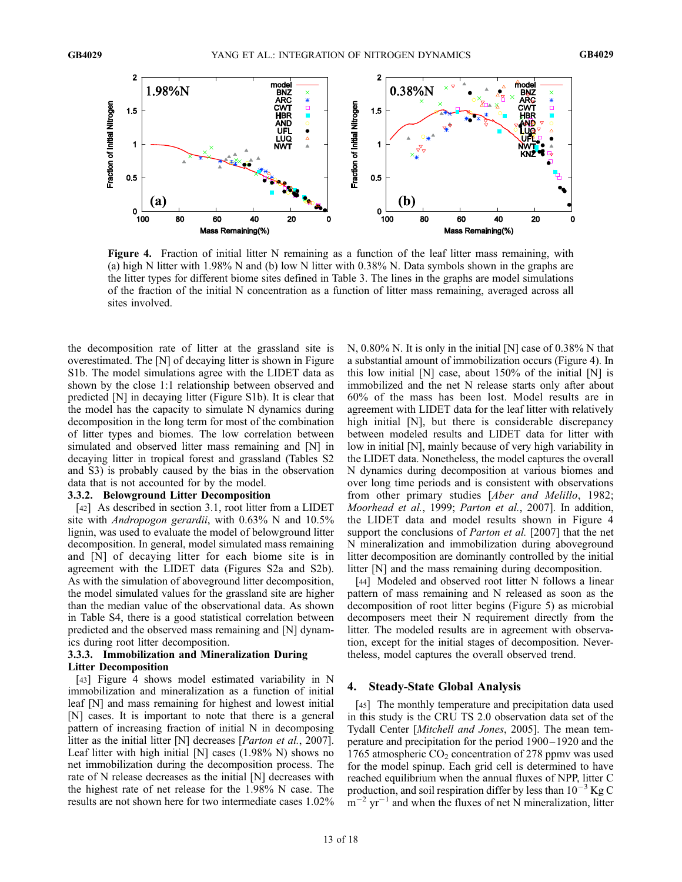Figure 4. Fraction of initial litter N remaining as a function of the leaf litter mass remaining, with (a) high N litter with 1.98% N and (b) low N litter with 0.38% N. Data symbols shown in the graphs are the litter types for different biome sites defined in Table 3. The lines in the graphs are model simulations of the fraction of the initial N concentration as a function of litter mass remaining, averaged across all sites involved.

the decomposition rate of litter at the grassland site is overestimated. The [N] of decaying litter is shown in Figure S1b. The model simulations agree with the LIDET data as shown by the close 1:1 relationship between observed and predicted [N] in decaying litter (Figure S1b). It is clear that the model has the capacity to simulate N dynamics during decomposition in the long term for most of the combination of litter types and biomes. The low correlation between simulated and observed litter mass remaining and [N] in decaying litter in tropical forest and grassland (Tables S2 and S3) is probably caused by the bias in the observation data that is not accounted for by the model.

#### 3.3.2. Belowground Litter Decomposition

[42] As described in section 3.1, root litter from a LIDET site with *Andropogon gerardii*, with 0.63% N and 10.5% lignin, was used to evaluate the model of belowground litter decomposition. In general, model simulated mass remaining and [N] of decaying litter for each biome site is in agreement with the LIDET data (Figures S2a and S2b). As with the simulation of aboveground litter decomposition, the model simulated values for the grassland site are higher than the median value of the observational data. As shown in Table S4, there is a good statistical correlation between predicted and the observed mass remaining and [N] dynamics during root litter decomposition.

#### 3.3.3. Immobilization and Mineralization During Litter Decomposition

[43] Figure 4 shows model estimated variability in N immobilization and mineralization as a function of initial leaf [N] and mass remaining for highest and lowest initial [N] cases. It is important to note that there is a general pattern of increasing fraction of initial N in decomposing litter as the initial litter [N] decreases [*Parton et al.*, 2007]. Leaf litter with high initial [N] cases (1.98% N) shows no net immobilization during the decomposition process. The rate of N release decreases as the initial [N] decreases with the highest rate of net release for the 1.98% N case. The results are not shown here for two intermediate cases 1.02% N, 0.80% N. It is only in the initial [N] case of 0.38% N that a substantial amount of immobilization occurs (Figure 4). In this low initial [N] case, about 150% of the initial [N] is immobilized and the net N release starts only after about 60% of the mass has been lost. Model results are in agreement with LIDET data for the leaf litter with relatively high initial [N], but there is considerable discrepancy between modeled results and LIDET data for litter with low in initial [N], mainly because of very high variability in the LIDET data. Nonetheless, the model captures the overall N dynamics during decomposition at various biomes and over long time periods and is consistent with observations from other primary studies [*Aber and Melillo*, 1982; *Moorhead et al.*, 1999; *Parton et al.*, 2007]. In addition, the LIDET data and model results shown in Figure 4 support the conclusions of *Parton et al.* [2007] that the net N mineralization and immobilization during aboveground litter decomposition are dominantly controlled by the initial litter [N] and the mass remaining during decomposition.

[44] Modeled and observed root litter N follows a linear pattern of mass remaining and N released as soon as the decomposition of root litter begins (Figure 5) as microbial decomposers meet their N requirement directly from the litter. The modeled results are in agreement with observation, except for the initial stages of decomposition. Nevertheless, model captures the overall observed trend.

## 4. Steady-State Global Analysis

[45] The monthly temperature and precipitation data used in this study is the CRU TS 2.0 observation data set of the Tydall Center [*Mitchell and Jones*, 2005]. The mean temperature and precipitation for the period 1900–1920 and the 1765 atmospheric $CO_2$ concentration of 278 ppmv was used for the model spinup. Each grid cell is determined to have reached equilibrium when the annual fluxes of NPP, litter C production, and soil respiration differ by less than $10^{-3}$ Kg C $m^{-2}$ $yr^{-1}$ and when the fluxes of net N mineralization, litter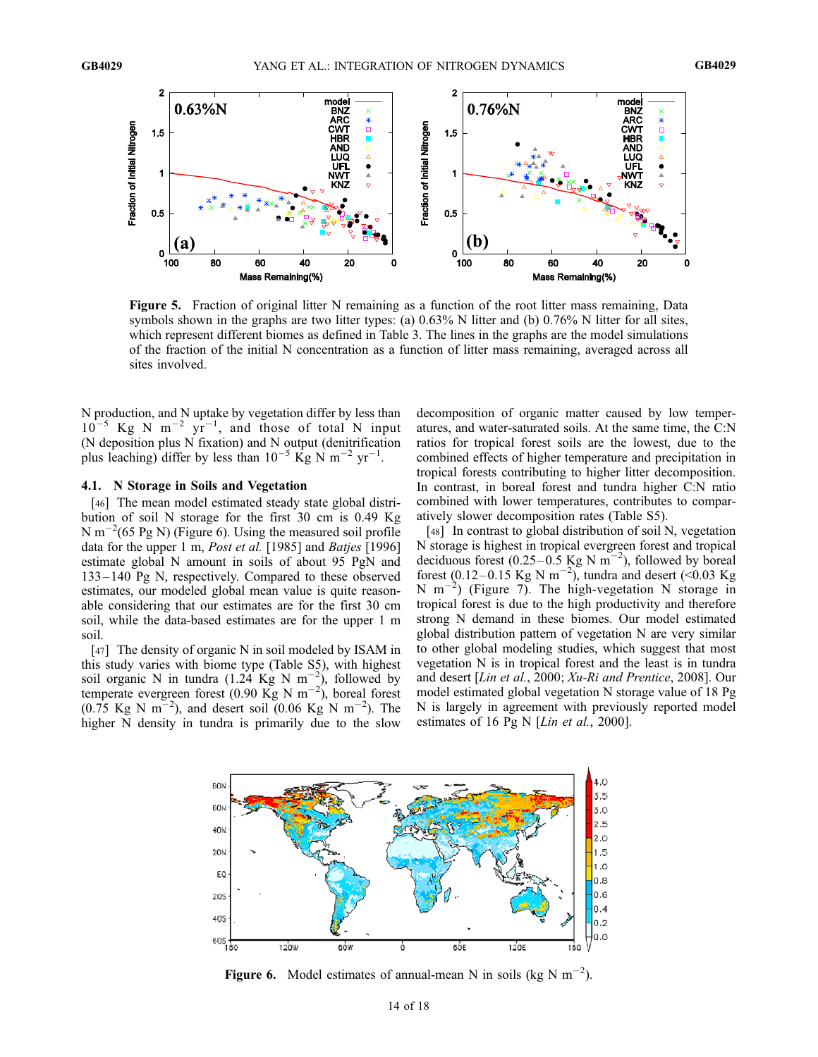Figure 5. Fraction of original litter N remaining as a function of the root litter mass remaining, Data symbols shown in the graphs are two litter types: (a) 0.63% N litter and (b) 0.76% N litter for all sites, which represent different biomes as defined in Table 3. The lines in the graphs are the model simulations of the fraction of the initial N concentration as a function of litter mass remaining, averaged across all sites involved.

N production, and N uptake by vegetation differ by less than $10^{-5}$ Kg N m$^{-2}$ yr$^{-1}$, and those of total N input (N deposition plus N fixation) and N output (denitrification plus leaching) differ by less than $10^{-5}$ Kg N m$^{-2}$ yr$^{-1}$.

### 4.1. N Storage in Soils and Vegetation

[46] The mean model estimated steady state global distribution of soil N storage for the first 30 cm is 0.49 Kg N m$^{-2}$(65 Pg N) (Figure 6). Using the measured soil profile data for the upper 1 m, *Post et al.* [1985] and *Batjes* [1996] estimate global N amount in soils of about 95 PgN and 133–140 Pg N, respectively. Compared to these observed estimates, our modeled global mean value is quite reasonable considering that our estimates are for the first 30 cm soil, while the data-based estimates are for the upper 1 m soil.

[47] The density of organic N in soil modeled by ISAM in this study varies with biome type (Table S5), with highest soil organic N in tundra (1.24 Kg N m$^{-2}$), followed by temperate evergreen forest (0.90 Kg N m$^{-2}$), boreal forest (0.75 Kg N m$^{-2}$), and desert soil (0.06 Kg N m$^{-2}$). The higher N density in tundra is primarily due to the slow decomposition of organic matter caused by low temperatures, and water-saturated soils. At the same time, the C:N ratios for tropical forest soils are the lowest, due to the combined effects of higher temperature and precipitation in tropical forests contributing to higher litter decomposition. In contrast, in boreal forest and tundra higher C:N ratio combined with lower temperatures, contributes to comparatively slower decomposition rates (Table S5).

[48] In contrast to global distribution of soil N, vegetation N storage is highest in tropical evergreen forest and tropical deciduous forest (0.25–0.5 Kg N m$^{-2}$), followed by boreal forest (0.12–0.15 Kg N m$^{-2}$), tundra and desert (<0.03 Kg N m$^{-2}$) (Figure 7). The high-vegetation N storage in tropical forest is due to the high productivity and therefore strong N demand in these biomes. Our model estimated global distribution pattern of vegetation N are very similar to other global modeling studies, which suggest that most vegetation N is in tropical forest and the least is in tundra and desert [*Lin et al.*, 2000; *Xu-Ri and Prentice*, 2008]. Our model estimated global vegetation N storage value of 18 Pg N is largely in agreement with previously reported model estimates of 16 Pg N [*Lin et al.*, 2000].

Figure 6. Model estimates of annual-mean N in soils (kg N m$^{-2}$).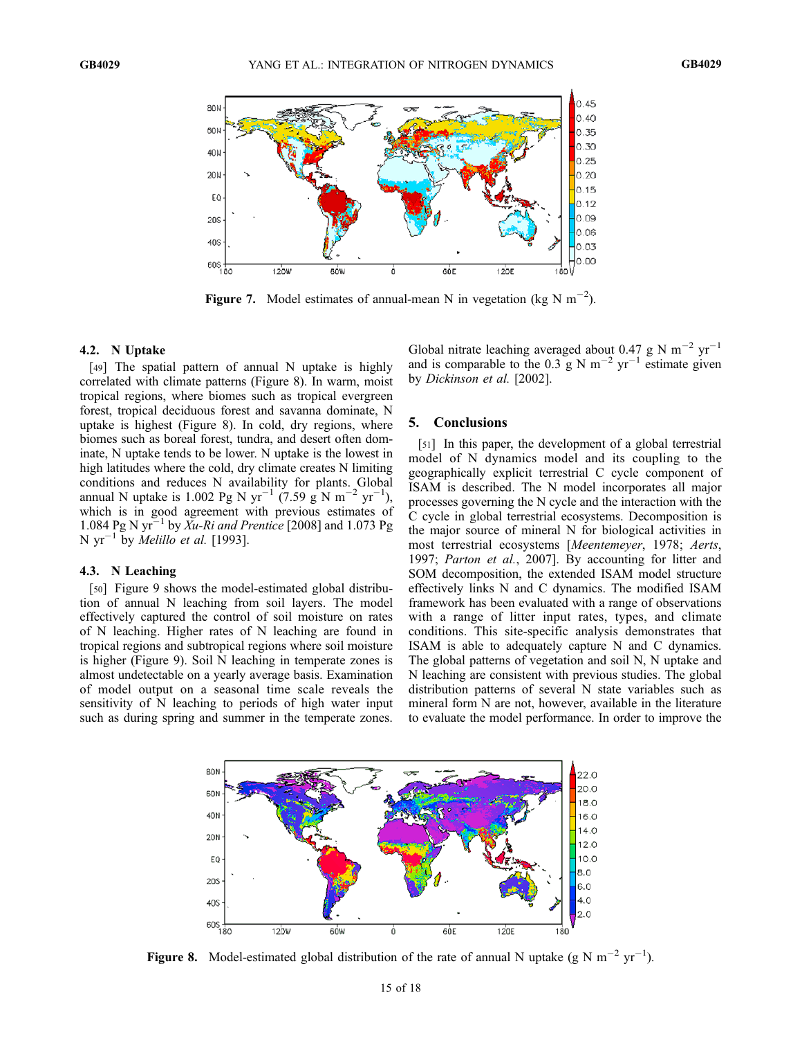Figure 7. Model estimates of annual-mean N in vegetation (kg N $m^{-2}$).

### 4.2. N Uptake

[49] The spatial pattern of annual N uptake is highly correlated with climate patterns (Figure 8). In warm, moist tropical regions, where biomes such as tropical evergreen forest, tropical deciduous forest and savanna dominate, N uptake is highest (Figure 8). In cold, dry regions, where biomes such as boreal forest, tundra, and desert often dominate, N uptake tends to be lower. N uptake is the lowest in high latitudes where the cold, dry climate creates N limiting conditions and reduces N availability for plants. Global annual N uptake is 1.002 Pg N $yr^{-1}$ (7.59 g N $m^{-2}$ $yr^{-1}$), which is in good agreement with previous estimates of 1.084 Pg N $yr^{-1}$ by *Xu-Ri and Prentice* [2008] and 1.073 Pg N $yr^{-1}$ by *Melillo et al.* [1993].

### 4.3. N Leaching

[50] Figure 9 shows the model-estimated global distribution of annual N leaching from soil layers. The model effectively captured the control of soil moisture on rates of N leaching. Higher rates of N leaching are found in tropical regions and subtropical regions where soil moisture is higher (Figure 9). Soil N leaching in temperate zones is almost undetectable on a yearly average basis. Examination of model output on a seasonal time scale reveals the sensitivity of N leaching to periods of high water input such as during spring and summer in the temperate zones. Global nitrate leaching averaged about 0.47 g N $m^{-2}$ $yr^{-1}$ and is comparable to the 0.3 g N $m^{-2}$ $yr^{-1}$ estimate given by *Dickinson et al.* [2002].

## 5. Conclusions

[51] In this paper, the development of a global terrestrial model of N dynamics model and its coupling to the geographically explicit terrestrial C cycle component of ISAM is described. The N model incorporates all major processes governing the N cycle and the interaction with the C cycle in global terrestrial ecosystems. Decomposition is the major source of mineral N for biological activities in most terrestrial ecosystems [*Meentemeyer*, 1978; *Aerts*, 1997; *Parton et al.*, 2007]. By accounting for litter and SOM decomposition, the extended ISAM model structure effectively links N and C dynamics. The modified ISAM framework has been evaluated with a range of observations with a range of litter input rates, types, and climate conditions. This site-specific analysis demonstrates that ISAM is able to adequately capture N and C dynamics. The global patterns of vegetation and soil N, N uptake and N leaching are consistent with previous studies. The global distribution patterns of several N state variables such as mineral form N are not, however, available in the literature to evaluate the model performance. In order to improve the

Figure 8. Model-estimated global distribution of the rate of annual N uptake (g N $m^{-2}$ $yr^{-1}$).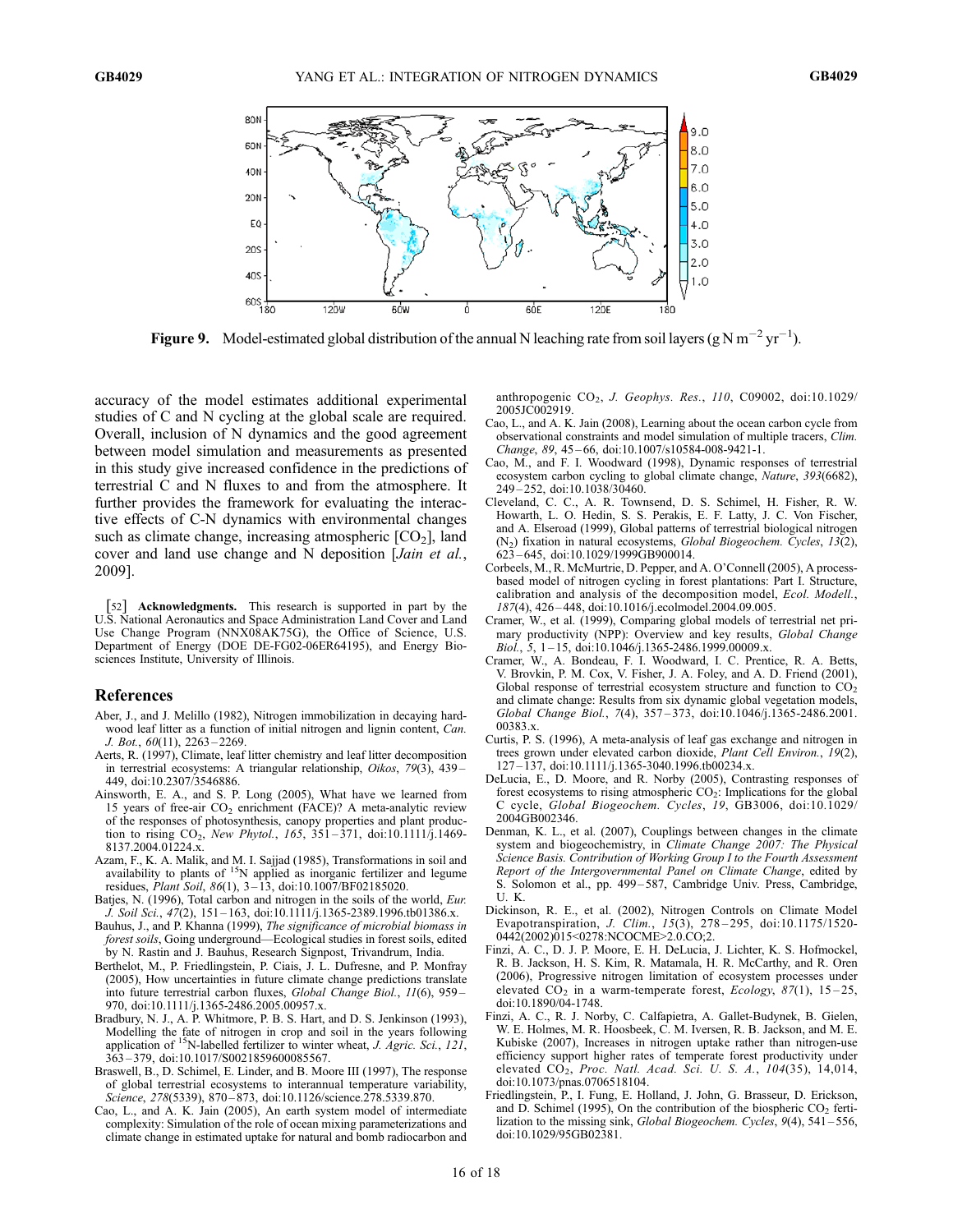**Figure 9.** Model-estimated global distribution of the annual N leaching rate from soil layers (g N $m^{-2}$ $yr^{-1}$).

accuracy of the model estimates additional experimental studies of C and N cycling at the global scale are required. Overall, inclusion of N dynamics and the good agreement between model simulation and measurements as presented in this study give increased confidence in the predictions of terrestrial C and N fluxes to and from the atmosphere. It further provides the framework for evaluating the interactive effects of C-N dynamics with environmental changes such as climate change, increasing atmospheric [$CO_2$], land cover and land use change and N deposition [*Jain et al.*, 2009].

[52] **Acknowledgments.** This research is supported in part by the U.S. National Aeronautics and Space Administration Land Cover and Land Use Change Program (NNX08AK75G), the Office of Science, U.S. Department of Energy (DOE DE-FG02-06ER64195), and Energy Biosciences Institute, University of Illinois.

## References

Aber, J., and J. Melillo (1982), Nitrogen immobilization in decaying hardwood leaf litter as a function of initial nitrogen and lignin content, *Can. J. Bot.*, *60*(11), 2263–2269.

Aerts, R. (1997), Climate, leaf litter chemistry and leaf litter decomposition in terrestrial ecosystems: A triangular relationship, *Oikos*, *79*(3), 439–449, doi:10.2307/3546886.

Ainsworth, E. A., and S. P. Long (2005), What have we learned from 15 years of free-air $CO_2$ enrichment (FACE)? A meta-analytic review of the responses of photosynthesis, canopy properties and plant production to rising $CO_2$, *New Phytol.*, *165*, 351–371, doi:10.1111/j.1469-8137.2004.01224.x.

Azam, F., K. A. Malik, and M. I. Sajjad (1985), Transformations in soil and availability to plants of $^{15}$N applied as inorganic fertilizer and legume residues, *Plant Soil*, *86*(1), 3–13, doi:10.1007/BF02185020.

Batjes, N. (1996), Total carbon and nitrogen in the soils of the world, *Eur. J. Soil Sci.*, *47*(2), 151–163, doi:10.1111/j.1365-2389.1996.tb01386.x.

Bauhus, J., and P. Khanna (1999), *The significance of microbial biomass in forest soils*, Going underground—Ecological studies in forest soils, edited by N. Rastin and J. Bauhus, Research Signpost, Trivandrum, India.

Berthelot, M., P. Friedlingstein, P. Ciais, J. L. Dufresne, and P. Monfray (2005), How uncertainties in future climate change predictions translate into future terrestrial carbon fluxes, *Global Change Biol.*, *11*(6), 959–970, doi:10.1111/j.1365-2486.2005.00957.x.

Bradbury, N. J., A. P. Whitmore, P. B. S. Hart, and D. S. Jenkinson (1993), Modelling the fate of nitrogen in crop and soil in the years following application of $^{15}$N-labelled fertilizer to winter wheat, *J. Agric. Sci.*, *121*, 363–379, doi:10.1017/S0021859600085567.

Braswell, B., D. Schimel, E. Linder, and B. Moore III (1997), The response of global terrestrial ecosystems to interannual temperature variability, *Science*, *278*(5339), 870–873, doi:10.1126/science.278.5339.870.

Cao, L., and A. K. Jain (2005), An earth system model of intermediate complexity: Simulation of the role of ocean mixing parameterizations and climate change in estimated uptake for natural and bomb radiocarbon and anthropogenic $CO_2$, *J. Geophys. Res.*, *110*, C09002, doi:10.1029/2005JC002919.

Cao, L., and A. K. Jain (2008), Learning about the ocean carbon cycle from observational constraints and model simulation of multiple tracers, *Clim. Change*, *89*, 45–66, doi:10.1007/s10584-008-9421-1.

Cao, M., and F. I. Woodward (1998), Dynamic responses of terrestrial ecosystem carbon cycling to global climate change, *Nature*, *393*(6682), 249–252, doi:10.1038/30460.

Cleveland, C. C., A. R. Townsend, D. S. Schimel, H. Fisher, R. W. Howarth, L. O. Hedin, S. S. Perakis, E. F. Latty, J. C. Von Fischer, and A. Elseroad (1999), Global patterns of terrestrial biological nitrogen ($N_2$) fixation in natural ecosystems, *Global Biogeochem. Cycles*, *13*(2), 623–645, doi:10.1029/1999GB900014.

Corbeels, M., R. McMurtrie, D. Pepper, and A. O'Connell (2005), A process-based model of nitrogen cycling in forest plantations: Part I. Structure, calibration and analysis of the decomposition model, *Ecol. Modell.*, *187*(4), 426–448, doi:10.1016/j.ecolmodel.2004.09.005.

Cramer, W., et al. (1999), Comparing global models of terrestrial net primary productivity (NPP): Overview and key results, *Global Change Biol.*, *5*, 1–15, doi:10.1046/j.1365-2486.1999.00009.x.

Cramer, W., A. Bondeau, F. I. Woodward, I. C. Prentice, R. A. Betts, V. Brovkin, P. M. Cox, V. Fisher, J. A. Foley, and A. D. Friend (2001), Global response of terrestrial ecosystem structure and function to $CO_2$ and climate change: Results from six dynamic global vegetation models, *Global Change Biol.*, *7*(4), 357–373, doi:10.1046/j.1365-2486.2001.00383.x.

Curtis, P. S. (1996), A meta-analysis of leaf gas exchange and nitrogen in trees grown under elevated carbon dioxide, *Plant Cell Environ.*, *19*(2), 127–137, doi:10.1111/j.1365-3040.1996.tb00234.x.

DeLucia, E., D. Moore, and R. Norby (2005), Contrasting responses of forest ecosystems to rising atmospheric $CO_2$: Implications for the global C cycle, *Global Biogeochem. Cycles*, *19*, GB3006, doi:10.1029/2004GB002346.

Denman, K. L., et al. (2007), Couplings between changes in the climate system and biogeochemistry, in *Climate Change 2007: The Physical Science Basis. Contribution of Working Group I to the Fourth Assessment Report of the Intergovernmental Panel on Climate Change*, edited by S. Solomon et al., pp. 499–587, Cambridge Univ. Press, Cambridge, U. K.

Dickinson, R. E., et al. (2002), Nitrogen Controls on Climate Model Evapotranspiration, *J. Clim.*, *15*(3), 278–295, doi:10.1175/1520-0442(2002)015<0278:NCOCME>2.0.CO;2.

Finzi, A. C., D. J. P. Moore, E. H. DeLucia, J. Lichter, K. S. Hofmockel, R. B. Jackson, H. S. Kim, R. Matamala, H. R. McCarthy, and R. Oren (2006), Progressive nitrogen limitation of ecosystem processes under elevated $CO_2$ in a warm-temperate forest, *Ecology*, *87*(1), 15–25, doi:10.1890/04-1748.

Finzi, A. C., R. J. Norby, C. Calfapietra, A. Gallet-Budynek, B. Gielen, W. E. Holmes, M. R. Hoosbeek, C. M. Iversen, R. B. Jackson, and M. E. Kubiske (2007), Increases in nitrogen uptake rather than nitrogen-use efficiency support higher rates of temperate forest productivity under elevated $CO_2$, *Proc. Natl. Acad. Sci. U. S. A.*, *104*(35), 14,014, doi:10.1073/pnas.0706518104.

Friedlingstein, P., I. Fung, E. Holland, J. John, G. Brasseur, D. Erickson, and D. Schimel (1995), On the contribution of the biospheric $CO_2$ fertilization to the missing sink, *Global Biogeochem. Cycles*, *9*(4), 541–556, doi:10.1029/95GB02381.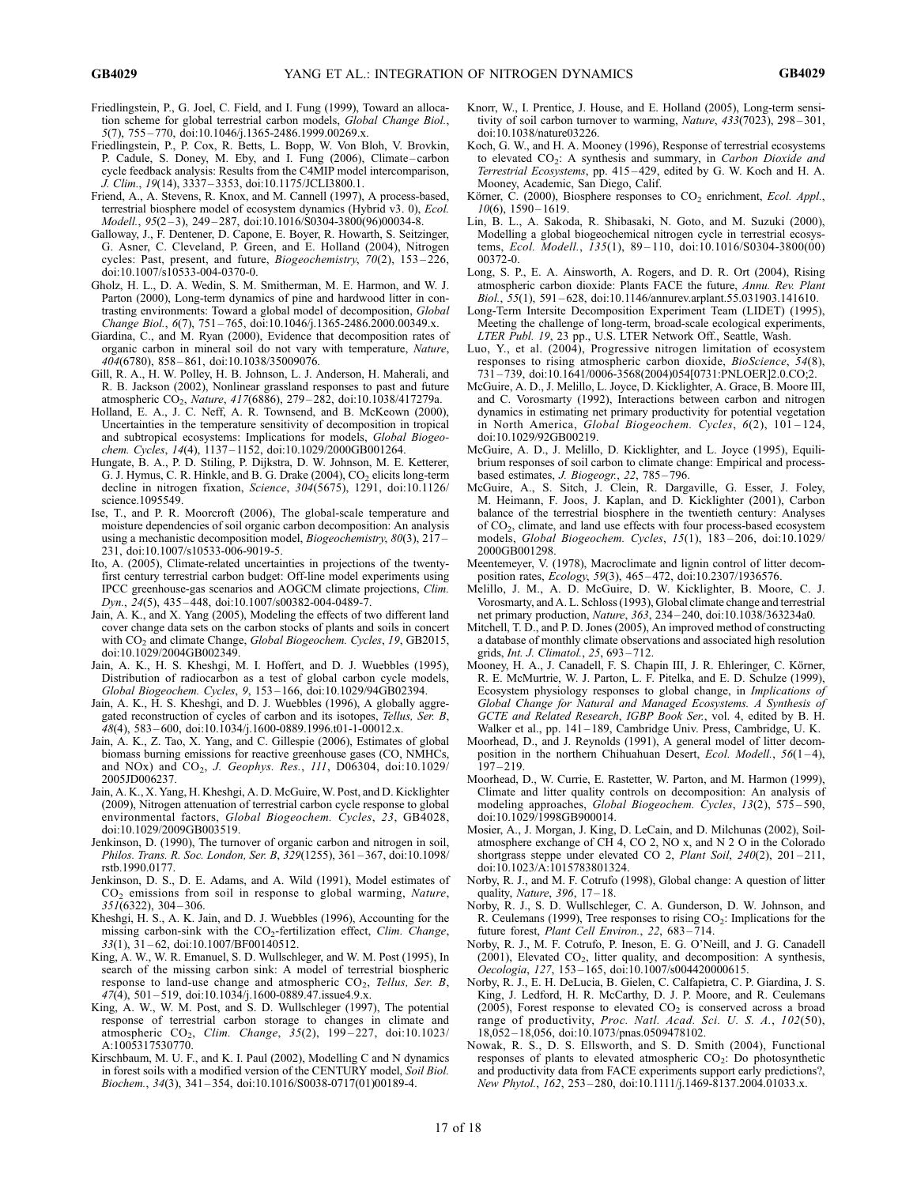Friedlingstein, P., G. Joel, C. Field, and I. Fung (1999), Toward an allocation scheme for global terrestrial carbon models, *Global Change Biol.*, *5*(7), 755–770, doi:10.1046/j.1365-2486.1999.00269.x.

Friedlingstein, P., P. Cox, R. Betts, L. Bopp, W. Von Bloh, V. Brovkin, P. Cadule, S. Doney, M. Eby, and I. Fung (2006), Climate–carbon cycle feedback analysis: Results from the C4MIP model intercomparison, *J. Clim.*, *19*(14), 3337–3353, doi:10.1175/JCLI3800.1.

Friend, A., A. Stevens, R. Knox, and M. Cannell (1997), A process-based, terrestrial biosphere model of ecosystem dynamics (Hybrid v3. 0), *Ecol. Modell.*, *95*(2–3), 249–287, doi:10.1016/S0304-3800(96)00034-8.

Galloway, J., F. Dentener, D. Capone, E. Boyer, R. Howarth, S. Seitzinger, G. Asner, C. Cleveland, P. Green, and E. Holland (2004), Nitrogen cycles: Past, present, and future, *Biogeochemistry*, *70*(2), 153–226, doi:10.1007/s10533-004-0370-0.

Gholz, H. L., D. A. Wedin, S. M. Smitherman, M. E. Harmon, and W. J. Parton (2000), Long-term dynamics of pine and hardwood litter in contrasting environments: Toward a global model of decomposition, *Global Change Biol.*, *6*(7), 751–765, doi:10.1046/j.1365-2486.2000.00349.x.

Giardina, C., and M. Ryan (2000), Evidence that decomposition rates of organic carbon in mineral soil do not vary with temperature, *Nature*, *404*(6780), 858–861, doi:10.1038/35009076.

Gill, R. A., H. W. Polley, H. B. Johnson, L. J. Anderson, H. Maherali, and R. B. Jackson (2002), Nonlinear grassland responses to past and future atmospheric $CO_2$, *Nature*, *417*(6886), 279–282, doi:10.1038/417279a.

Holland, E. A., J. C. Neff, A. R. Townsend, and B. McKeown (2000), Uncertainties in the temperature sensitivity of decomposition in tropical and subtropical ecosystems: Implications for models, *Global Biogeochem. Cycles*, *14*(4), 1137–1152, doi:10.1029/2000GB001264.

Hungate, B. A., P. D. Stiling, P. Dijkstra, D. W. Johnson, M. E. Ketterer, G. J. Hymus, C. R. Hinkle, and B. G. Drake (2004), $CO_2$ elicits long-term decline in nitrogen fixation, *Science*, *304*(5675), 1291, doi:10.1126/science.1095549.

Ise, T., and P. R. Moorcroft (2006), The global-scale temperature and moisture dependencies of soil organic carbon decomposition: An analysis using a mechanistic decomposition model, *Biogeochemistry*, *80*(3), 217–231, doi:10.1007/s10533-006-9019-5.

Ito, A. (2005), Climate-related uncertainties in projections of the twenty-first century terrestrial carbon budget: Off-line model experiments using IPCC greenhouse-gas scenarios and AOGCM climate projections, *Clim. Dyn.*, *24*(5), 435–448, doi:10.1007/s00382-004-0489-7.

Jain, A. K., and X. Yang (2005), Modeling the effects of two different land cover change data sets on the carbon stocks of plants and soils in concert with $CO_2$ and climate Change, *Global Biogeochem. Cycles*, *19*, GB2015, doi:10.1029/2004GB002349.

Jain, A. K., H. S. Kheshgi, M. I. Hoffert, and D. J. Wuebbles (1995), Distribution of radiocarbon as a test of global carbon cycle models, *Global Biogeochem. Cycles*, *9*, 153–166, doi:10.1029/94GB02394.

Jain, A. K., H. S. Kheshgi, and D. J. Wuebbles (1996), A globally aggregated reconstruction of cycles of carbon and its isotopes, *Tellus, Ser. B*, *48*(4), 583–600, doi:10.1034/j.1600-0889.1996.t01-1-00012.x.

Jain, A. K., Z. Tao, X. Yang, and C. Gillespie (2006), Estimates of global biomass burning emissions for reactive greenhouse gases (CO, NMHCs, and NOx) and $CO_2$, *J. Geophys. Res.*, *111*, D06304, doi:10.1029/2005JD006237.

Jain, A. K., X. Yang, H. Kheshgi, A. D. McGuire, W. Post, and D. Kicklighter (2009), Nitrogen attenuation of terrestrial carbon cycle response to global environmental factors, *Global Biogeochem. Cycles*, *23*, GB4028, doi:10.1029/2009GB003519.

Jenkinson, D. (1990), The turnover of organic carbon and nitrogen in soil, *Philos. Trans. R. Soc. London, Ser. B*, *329*(1255), 361–367, doi:10.1098/rstb.1990.0177.

Jenkinson, D. S., D. E. Adams, and A. Wild (1991), Model estimates of $CO_2$ emissions from soil in response to global warming, *Nature*, *351*(6322), 304–306.

Kheshgi, H. S., A. K. Jain, and D. J. Wuebbles (1996), Accounting for the missing carbon-sink with the $CO_2$-fertilization effect, *Clim. Change*, *33*(1), 31–62, doi:10.1007/BF00140512.

King, A. W., W. R. Emanuel, S. D. Wullschleger, and W. M. Post (1995), In search of the missing carbon sink: A model of terrestrial biospheric response to land-use change and atmospheric $CO_2$, *Tellus, Ser. B*, *47*(4), 501–519, doi:10.1034/j.1600-0889.47.issue4.9.x.

King, A. W., W. M. Post, and S. D. Wullschleger (1997), The potential response of terrestrial carbon storage to changes in climate and atmospheric $CO_2$, *Clim. Change*, *35*(2), 199–227, doi:10.1023/A:1005317530770.

Kirschbaum, M. U. F., and K. I. Paul (2002), Modelling C and N dynamics in forest soils with a modified version of the CENTURY model, *Soil Biol. Biochem.*, *34*(3), 341–354, doi:10.1016/S0038-0717(01)00189-4.

Knorr, W., I. Prentice, J. House, and E. Holland (2005), Long-term sensitivity of soil carbon turnover to warming, *Nature*, *433*(7023), 298–301, doi:10.1038/nature03226.

Koch, G. W., and H. A. Mooney (1996), Response of terrestrial ecosystems to elevated $CO_2$: A synthesis and summary, in *Carbon Dioxide and Terrestrial Ecosystems*, pp. 415–429, edited by G. W. Koch and H. A. Mooney, Academic, San Diego, Calif.

Körner, C. (2000), Biosphere responses to $CO_2$ enrichment, *Ecol. Appl.*, *10*(6), 1590–1619.

Lin, B. L., A. Sakoda, R. Shibasaki, N. Goto, and M. Suzuki (2000), Modelling a global biogeochemical nitrogen cycle in terrestrial ecosystems, *Ecol. Modell.*, *135*(1), 89–110, doi:10.1016/S0304-3800(00)00372-0.

Long, S. P., E. A. Ainsworth, A. Rogers, and D. R. Ort (2004), Rising atmospheric carbon dioxide: Plants FACE the future, *Annu. Rev. Plant Biol.*, *55*(1), 591–628, doi:10.1146/annurev.arplant.55.031903.141610.

Long-Term Intersite Decomposition Experiment Team (LIDET) (1995), Meeting the challenge of long-term, broad-scale ecological experiments, *LTER Publ. 19*, 23 pp., U.S. LTER Network Off., Seattle, Wash.

Luo, Y., et al. (2004), Progressive nitrogen limitation of ecosystem responses to rising atmospheric carbon dioxide, *BioScience*, *54*(8), 731–739, doi:10.1641/0006-3568(2004)054[0731:PNLOER]2.0.CO;2.

McGuire, A. D., J. Melillo, L. Joyce, D. Kicklighter, A. Grace, B. Moore III, and C. Vorosmarty (1992), Interactions between carbon and nitrogen dynamics in estimating net primary productivity for potential vegetation in North America, *Global Biogeochem. Cycles*, *6*(2), 101–124, doi:10.1029/92GB00219.

McGuire, A. D., J. Melillo, D. Kicklighter, and L. Joyce (1995), Equilibrium responses of soil carbon to climate change: Empirical and process-based estimates, *J. Biogeogr.*, *22*, 785–796.

McGuire, A., S. Sitch, J. Clein, R. Dargaville, G. Esser, J. Foley, M. Heimann, F. Joos, J. Kaplan, and D. Kicklighter (2001), Carbon balance of the terrestrial biosphere in the twentieth century: Analyses of $CO_2$, climate, and land use effects with four process-based ecosystem models, *Global Biogeochem. Cycles*, *15*(1), 183–206, doi:10.1029/2000GB001298.

Meentemeyer, V. (1978), Macroclimate and lignin control of litter decomposition rates, *Ecology*, *59*(3), 465–472, doi:10.2307/1936576.

Melillo, J. M., A. D. McGuire, D. W. Kicklighter, B. Moore, C. J. Vorosmarty, and A. L. Schloss (1993), Global climate change and terrestrial net primary production, *Nature*, *363*, 234–240, doi:10.1038/363234a0.

Mitchell, T. D., and P. D. Jones (2005), An improved method of constructing a database of monthly climate observations and associated high resolution grids, *Int. J. Climatol.*, *25*, 693–712.

Mooney, H. A., J. Canadell, F. S. Chapin III, J. R. Ehleringer, C. Körner, R. E. McMurtrie, W. J. Parton, L. F. Pitelka, and E. D. Schulze (1999), Ecosystem physiology responses to global change, in *Implications of Global Change for Natural and Managed Ecosystems. A Synthesis of GCTE and Related Research*, *IGBP Book Ser.*, vol. 4, edited by B. H. Walker et al., pp. 141–189, Cambridge Univ. Press, Cambridge, U. K.

Moorhead, D., and J. Reynolds (1991), A general model of litter decomposition in the northern Chihuahuan Desert, *Ecol. Modell.*, *56*(1–4), 197–219.

Moorhead, D., W. Currie, E. Rastetter, W. Parton, and M. Harmon (1999), Climate and litter quality controls on decomposition: An analysis of modeling approaches, *Global Biogeochem. Cycles*, *13*(2), 575–590, doi:10.1029/1998GB900014.

Mosier, A., J. Morgan, J. King, D. LeCain, and D. Milchunas (2002), Soil-atmosphere exchange of CH 4, CO 2, NO x, and N 2 O in the Colorado shortgrass steppe under elevated CO 2, *Plant Soil*, *240*(2), 201–211, doi:10.1023/A:1015783801324.

Norby, R. J., and M. F. Cotrufo (1998), Global change: A question of litter quality, *Nature*, *396*, 17–18.

Norby, R. J., S. D. Wullschleger, C. A. Gunderson, D. W. Johnson, and R. Ceulemans (1999), Tree responses to rising $CO_2$: Implications for the future forest, *Plant Cell Environ.*, *22*, 683–714.

Norby, R. J., M. F. Cotrufo, P. Ineson, E. G. O'Neill, and J. G. Canadell (2001), Elevated $CO_2$, litter quality, and decomposition: A synthesis, *Oecologia*, *127*, 153–165, doi:10.1007/s004420000615.

Norby, R. J., E. H. DeLucia, B. Gielen, C. Calfapietra, C. P. Giardina, J. S. King, J. Ledford, H. R. McCarthy, D. J. P. Moore, and R. Ceulemans (2005), Forest response to elevated $CO_2$ is conserved across a broad range of productivity, *Proc. Natl. Acad. Sci. U. S. A.*, *102*(50), 18,052–18,056, doi:10.1073/pnas.0509478102.

Nowak, R. S., D. S. Ellsworth, and S. D. Smith (2004), Functional responses of plants to elevated atmospheric $CO_2$: Do photosynthetic and productivity data from FACE experiments support early predictions?, *New Phytol.*, *162*, 253–280, doi:10.1111/j.1469-8137.2004.01033.x.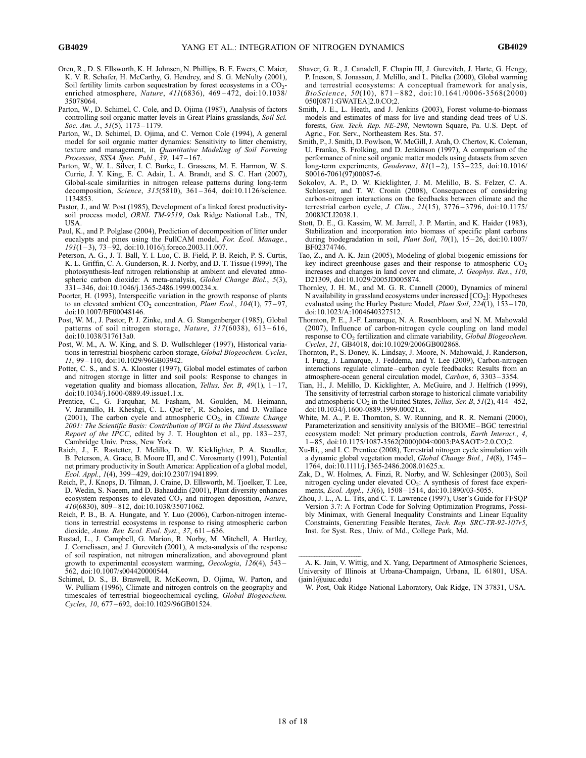Oren, R., D. S. Ellsworth, K. H. Johnsen, N. Phillips, B. E. Ewers, C. Maier, K. V. R. Schafer, H. McCarthy, G. Hendrey, and S. G. McNulty (2001), Soil fertility limits carbon sequestration by forest ecosystems in a $CO_2$-enriched atmosphere, *Nature*, *411*(6836), 469–472, doi:10.1038/35078064.

Parton, W., D. Schimel, C. Cole, and D. Ojima (1987), Analysis of factors controlling soil organic matter levels in Great Plains grasslands, *Soil Sci. Soc. Am. J.*, *51*(5), 1173–1179.

Parton, W., D. Schimel, D. Ojima, and C. Vernon Cole (1994), A general model for soil organic matter dynamics: Sensitivity to litter chemistry, texture and management, in *Quantitative Modeling of Soil Forming Processes*, *SSSA Spec. Publ.*, *39*, 147–167.

Parton, W., W. L. Silver, I. C. Burke, L. Grassens, M. E. Harmon, W. S. Currie, J. Y. King, E. C. Adair, L. A. Brandt, and S. C. Hart (2007), Global-scale similarities in nitrogen release patterns during long-term decomposition, *Science*, *315*(5810), 361–364, doi:10.1126/science.1134853.

Pastor, J., and W. Post (1985), Development of a linked forest productivity-soil process model, *ORNL TM-9519*, Oak Ridge National Lab., TN, USA.

Paul, K., and P. Polglase (2004), Prediction of decomposition of litter under eucalypts and pines using the FullCAM model, *For. Ecol. Manage.*, *191*(1–3), 73–92, doi:10.1016/j.foreco.2003.11.007.

Peterson, A. G., J. T. Ball, Y. I. Luo, C. B. Field, P. B. Reich, P. S. Curtis, K. L. Griffin, C. A. Gunderson, R. J. Norby, and D. T. Tissue (1999), The photosynthesis-leaf nitrogen relationship at ambient and elevated atmospheric carbon dioxide: A meta-analysis, *Global Change Biol.*, *5*(3), 331–346, doi:10.1046/j.1365-2486.1999.00234.x.

Poorter, H. (1993), Interspecific variation in the growth response of plants to an elevated ambient $CO_2$ concentration, *Plant Ecol.*, *104*(1), 77–97, doi:10.1007/BF00048146.

Post, W. M., J. Pastor, P. J. Zinke, and A. G. Stangenberger (1985), Global patterns of soil nitrogen storage, *Nature*, *317*(6038), 613–616, doi:10.1038/317613a0.

Post, W. M., A. W. King, and S. D. Wullschleger (1997), Historical variations in terrestrial biospheric carbon storage, *Global Biogeochem. Cycles*, *11*, 99–110, doi:10.1029/96GB03942.

Potter, C. S., and S. A. Klooster (1997), Global model estimates of carbon and nitrogen storage in litter and soil pools: Response to changes in vegetation quality and biomass allocation, *Tellus, Ser. B*, *49*(1), 1–17, doi:10.1034/j.1600-0889.49.issue1.1.x.

Prentice, C., G. Farquhar, M. Fasham, M. Goulden, M. Heimann, V. Jaramillo, H. Kheshgi, C. L. Que're', R. Scholes, and D. Wallace (2001), The carbon cycle and atmospheric $CO_2$, in *Climate Change 2001: The Scientific Basis: Contribution of WGI to the Third Assessment Report of the IPCC*, edited by J. T. Houghton et al., pp. 183–237, Cambridge Univ. Press, New York.

Raich, J., E. Rastetter, J. Melillo, D. W. Kicklighter, P. A. Steudler, B. Peterson, A. Grace, B. Moore III, and C. Vorosmarty (1991), Potential net primary productivity in South America: Application of a global model, *Ecol. Appl.*, *1*(4), 399–429, doi:10.2307/1941899.

Reich, P., J. Knops, D. Tilman, J. Craine, D. Ellsworth, M. Tjoelker, T. Lee, D. Wedin, S. Naeem, and D. Bahauddin (2001), Plant diversity enhances ecosystem responses to elevated $CO_2$ and nitrogen deposition, *Nature*, *410*(6830), 809–812, doi:10.1038/35071062.

Reich, P. B., B. A. Hungate, and Y. Luo (2006), Carbon-nitrogen interactions in terrestrial ecosystems in response to rising atmospheric carbon dioxide, *Annu. Rev. Ecol. Evol. Syst.*, *37*, 611–636.

Rustad, L., J. Campbell, G. Marion, R. Norby, M. Mitchell, A. Hartley, J. Cornelissen, and J. Gurevitch (2001), A meta-analysis of the response of soil respiration, net nitrogen mineralization, and aboveground plant growth to experimental ecosystem warming, *Oecologia*, *126*(4), 543–562, doi:10.1007/s004420000544.

Schimel, D. S., B. Braswell, R. McKeown, D. Ojima, W. Parton, and W. Pulliam (1996), Climate and nitrogen controls on the geography and timescales of terrestrial biogeochemical cycling, *Global Biogeochem. Cycles*, *10*, 677–692, doi:10.1029/96GB01524.

Shaver, G. R., J. Canadell, F. Chapin III, J. Gurevitch, J. Harte, G. Hengy, P. Ineson, S. Jonasson, J. Melillo, and L. Pitelka (2000), Global warming and terrestrial ecosystems: A conceptual framework for analysis, *BioScience*, *50*(10), 871–882, doi:10.1641/0006-3568(2000)050[0871:GWATEA]2.0.CO;2.

Smith, J. E., L. Heath, and J. Jenkins (2003), Forest volume-to-biomass models and estimates of mass for live and standing dead trees of U.S. forests, *Gen. Tech. Rep. NE-298*, Newtown Square, Pa. U.S. Dept. of Agric., For. Serv., Northeastern Res. Sta. 57.

Smith, P., J. Smith, D. Powlson, W. McGill, J. Arah, O. Chertov, K. Coleman, U. Franko, S. Frolking, and D. Jenkinson (1997), A comparison of the performance of nine soil organic matter models using datasets from seven long-term experiments, *Geoderma*, *81*(1–2), 153–225, doi:10.1016/S0016-7061(97)00087-6.

Sokolov, A. P., D. W. Kicklighter, J. M. Melillo, B. S. Felzer, C. A. Schlosser, and T. W. Cronin (2008), Consequences of considering carbon-nitrogen interactions on the feedbacks between climate and the terrestrial carbon cycle, *J. Clim.*, *21*(15), 3776–3796, doi:10.1175/2008JCLI2038.1.

Stott, D. E., G. Kassim, W. M. Jarrell, J. P. Martin, and K. Haider (1983), Stabilization and incorporation into biomass of specific plant carbons during biodegradation in soil, *Plant Soil*, *70*(1), 15–26, doi:10.1007/BF02374746.

Tao, Z., and A. K. Jain (2005), Modeling of global biogenic emissions for key indirect greenhouse gases and their response to atmospheric $CO_2$ increases and changes in land cover and climate, *J. Geophys. Res.*, *110*, D21309, doi:10.1029/2005JD005874.

Thornley, J. H. M., and M. G. R. Cannell (2000), Dynamics of mineral N availability in grassland ecosystems under increased $[CO_2]$: Hypotheses evaluated using the Hurley Pasture Model, *Plant Soil*, *224*(1), 153–170, doi:10.1023/A:1004640327512.

Thornton, P. E., J.-F. Lamarque, N. A. Rosenbloom, and N. M. Mahowald (2007), Influence of carbon-nitrogen cycle coupling on land model response to $CO_2$ fertilization and climate variability, *Global Biogeochem. Cycles*, *21*, GB4018, doi:10.1029/2006GB002868.

Thornton, P., S. Doney, K. Lindsay, J. Moore, N. Mahowald, J. Randerson, I. Fung, J. Lamarque, J. Feddema, and Y. Lee (2009), Carbon-nitrogen interactions regulate climate–carbon cycle feedbacks: Results from an atmosphere-ocean general circulation model, *Carbon*, *6*, 3303–3354.

Tian, H., J. Melillo, D. Kicklighter, A. McGuire, and J. Helfrich (1999), The sensitivity of terrestrial carbon storage to historical climate variability and atmospheric $CO_2$ in the United States, *Tellus, Ser. B*, *51*(2), 414–452, doi:10.1034/j.1600-0889.1999.00021.x.

White, M. A., P. E. Thornton, S. W. Running, and R. R. Nemani (2000), Parameterization and sensitivity analysis of the BIOME–BGC terrestrial ecosystem model: Net primary production controls, *Earth Interact.*, *4*, 1–85, doi:10.1175/1087-3562(2000)004<0003:PASAOT>2.0.CO;2.

Xu-Ri, , and I. C. Prentice (2008), Terrestrial nitrogen cycle simulation with a dynamic global vegetation model, *Global Change Biol.*, *14*(8), 1745–1764, doi:10.1111/j.1365-2486.2008.01625.x.

Zak, D., W. Holmes, A. Finzi, R. Norby, and W. Schlesinger (2003), Soil nitrogen cycling under elevated $CO_2$: A synthesis of forest face experiments, *Ecol. Appl.*, *13*(6), 1508–1514, doi:10.1890/03-5055.

Zhou, J. L., A. L. Tits, and C. T. Lawrence (1997), User's Guide for FFSQP Version 3.7: A Fortran Code for Solving Optimization Programs, Possibly Minimax, with General Inequality Constraints and Linear Equality Constraints, Generating Feasible Iterates, *Tech. Rep. SRC-TR-92-107r5*, Inst. for Syst. Res., Univ. of Md., College Park, Md.

---

A. K. Jain, V. Wittig, and X. Yang, Department of Atmospheric Sciences, University of Illinois at Urbana-Champaign, Urbana, IL 61801, USA. (jain1@uiuc.edu)

W. Post, Oak Ridge National Laboratory, Oak Ridge, TN 37831, USA.